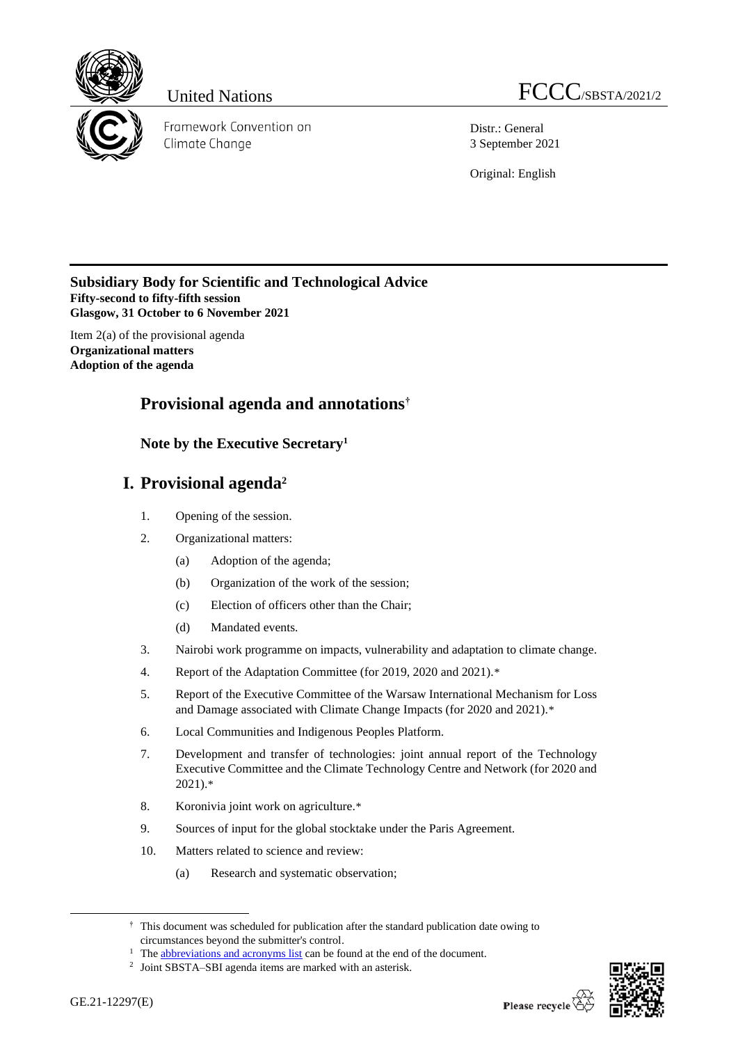United Nations

FCCC/SBSTA/2021/2

Framework Convention on Climate Change

Distr.: General
3 September 2021

Original: English

**Subsidiary Body for Scientific and Technological Advice**
**Fifty-second to fifty-fifth session**
**Glasgow, 31 October to 6 November 2021**

Item 2(a) of the provisional agenda
**Organizational matters**
**Adoption of the agenda**

# Provisional agenda and annotations[†]

## Note by the Executive Secretary[1]

# I. Provisional agenda[2]

1. Opening of the session.
2. Organizational matters:
   (a) Adoption of the agenda;
   (b) Organization of the work of the session;
   (c) Election of officers other than the Chair;
   (d) Mandated events.
3. Nairobi work programme on impacts, vulnerability and adaptation to climate change.
4. Report of the Adaptation Committee (for 2019, 2020 and 2021).*
5. Report of the Executive Committee of the Warsaw International Mechanism for Loss and Damage associated with Climate Change Impacts (for 2020 and 2021).*
6. Local Communities and Indigenous Peoples Platform.
7. Development and transfer of technologies: joint annual report of the Technology Executive Committee and the Climate Technology Centre and Network (for 2020 and 2021).*
8. Koronivia joint work on agriculture.*
9. Sources of input for the global stocktake under the Paris Agreement.
10. Matters related to science and review:
    (a) Research and systematic observation;

[†] This document was scheduled for publication after the standard publication date owing to circumstances beyond the submitter's control.

[1] The abbreviations and acronyms list can be found at the end of the document.

[2] Joint SBSTA–SBI agenda items are marked with an asterisk.

GE.21-12297(E)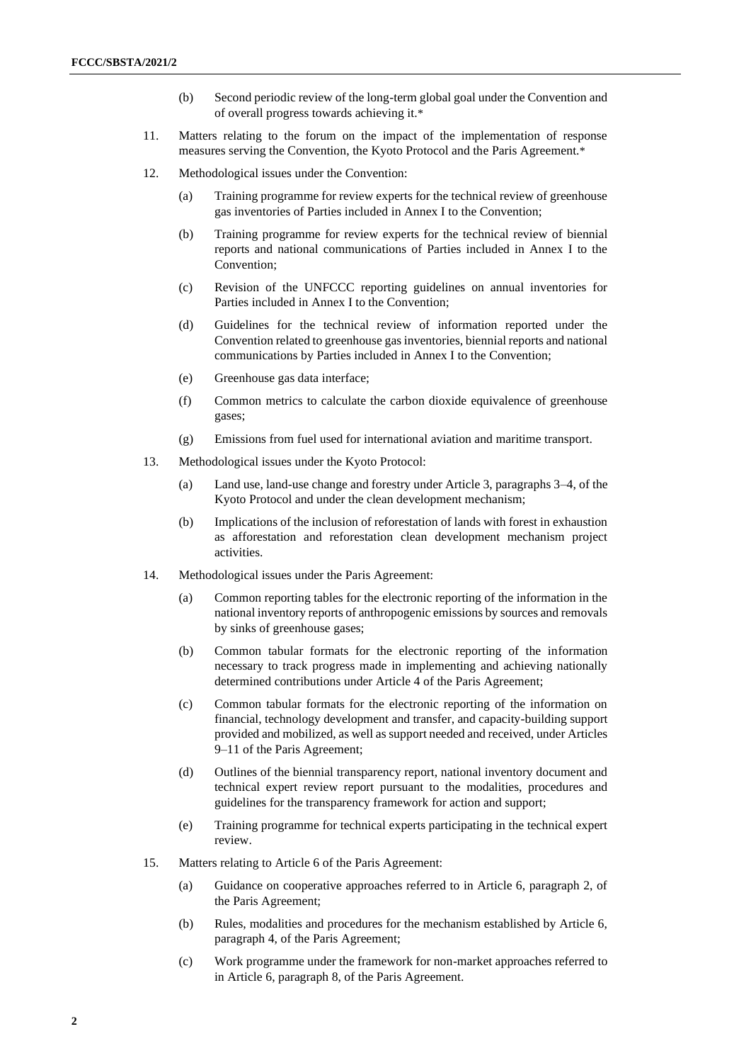(b) Second periodic review of the long-term global goal under the Convention and of overall progress towards achieving it.*

11. Matters relating to the forum on the impact of the implementation of response measures serving the Convention, the Kyoto Protocol and the Paris Agreement.*

12. Methodological issues under the Convention:

    (a) Training programme for review experts for the technical review of greenhouse gas inventories of Parties included in Annex I to the Convention;

    (b) Training programme for review experts for the technical review of biennial reports and national communications of Parties included in Annex I to the Convention;

    (c) Revision of the UNFCCC reporting guidelines on annual inventories for Parties included in Annex I to the Convention;

    (d) Guidelines for the technical review of information reported under the Convention related to greenhouse gas inventories, biennial reports and national communications by Parties included in Annex I to the Convention;

    (e) Greenhouse gas data interface;

    (f) Common metrics to calculate the carbon dioxide equivalence of greenhouse gases;

    (g) Emissions from fuel used for international aviation and maritime transport.

13. Methodological issues under the Kyoto Protocol:

    (a) Land use, land-use change and forestry under Article 3, paragraphs 3–4, of the Kyoto Protocol and under the clean development mechanism;

    (b) Implications of the inclusion of reforestation of lands with forest in exhaustion as afforestation and reforestation clean development mechanism project activities.

14. Methodological issues under the Paris Agreement:

    (a) Common reporting tables for the electronic reporting of the information in the national inventory reports of anthropogenic emissions by sources and removals by sinks of greenhouse gases;

    (b) Common tabular formats for the electronic reporting of the information necessary to track progress made in implementing and achieving nationally determined contributions under Article 4 of the Paris Agreement;

    (c) Common tabular formats for the electronic reporting of the information on financial, technology development and transfer, and capacity-building support provided and mobilized, as well as support needed and received, under Articles 9–11 of the Paris Agreement;

    (d) Outlines of the biennial transparency report, national inventory document and technical expert review report pursuant to the modalities, procedures and guidelines for the transparency framework for action and support;

    (e) Training programme for technical experts participating in the technical expert review.

15. Matters relating to Article 6 of the Paris Agreement:

    (a) Guidance on cooperative approaches referred to in Article 6, paragraph 2, of the Paris Agreement;

    (b) Rules, modalities and procedures for the mechanism established by Article 6, paragraph 4, of the Paris Agreement;

    (c) Work programme under the framework for non-market approaches referred to in Article 6, paragraph 8, of the Paris Agreement.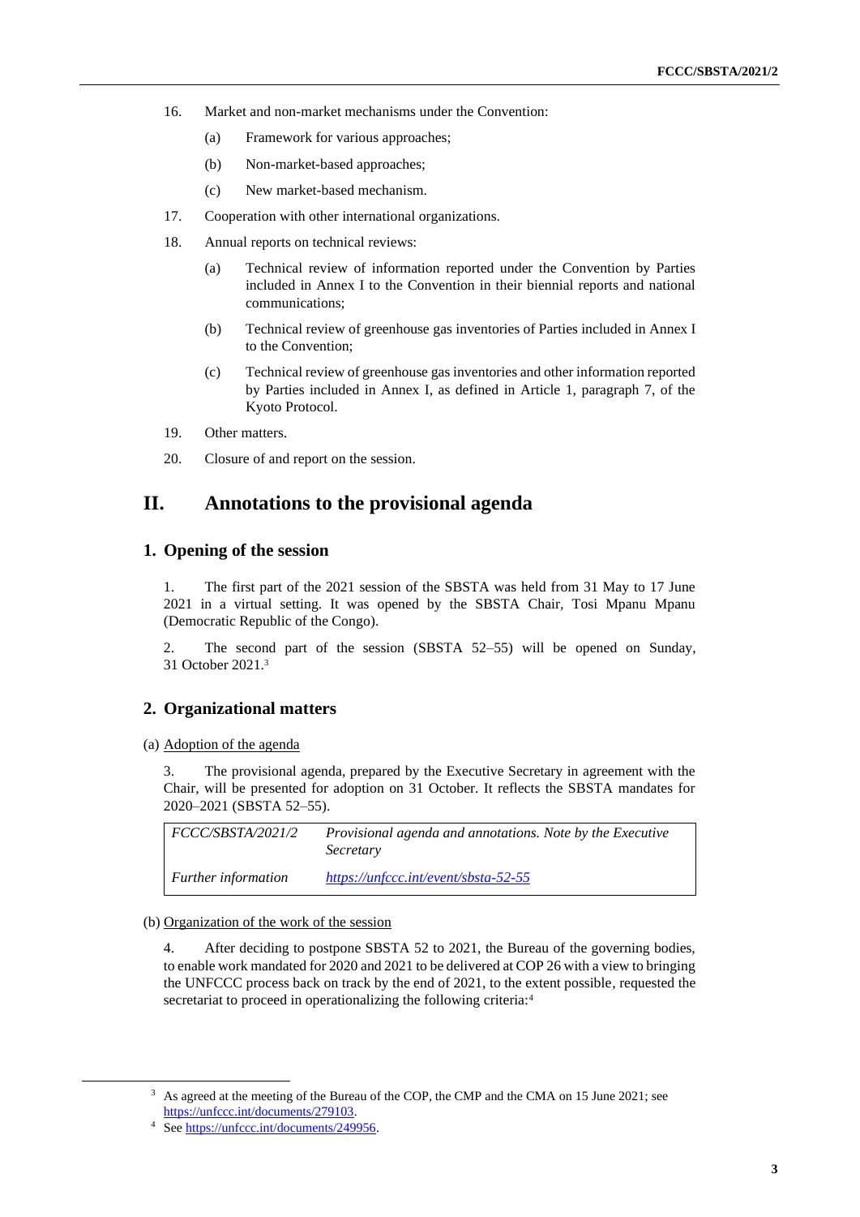16. Market and non-market mechanisms under the Convention:

    (a) Framework for various approaches;

    (b) Non-market-based approaches;

    (c) New market-based mechanism.

17. Cooperation with other international organizations.

18. Annual reports on technical reviews:

    (a) Technical review of information reported under the Convention by Parties included in Annex I to the Convention in their biennial reports and national communications;

    (b) Technical review of greenhouse gas inventories of Parties included in Annex I to the Convention;

    (c) Technical review of greenhouse gas inventories and other information reported by Parties included in Annex I, as defined in Article 1, paragraph 7, of the Kyoto Protocol.

19. Other matters.

20. Closure of and report on the session.

# II. Annotations to the provisional agenda

## 1. Opening of the session

1. The first part of the 2021 session of the SBSTA was held from 31 May to 17 June 2021 in a virtual setting. It was opened by the SBSTA Chair, Tosi Mpanu Mpanu (Democratic Republic of the Congo).

2. The second part of the session (SBSTA 52–55) will be opened on Sunday, 31 October 2021.[3]

## 2. Organizational matters

(a) Adoption of the agenda

3. The provisional agenda, prepared by the Executive Secretary in agreement with the Chair, will be presented for adoption on 31 October. It reflects the SBSTA mandates for 2020–2021 (SBSTA 52–55).

| | |
|---|---|
| *FCCC/SBSTA/2021/2* | *Provisional agenda and annotations. Note by the Executive Secretary* |
| *Further information* | *https://unfccc.int/event/sbsta-52-55* |

(b) Organization of the work of the session

4. After deciding to postpone SBSTA 52 to 2021, the Bureau of the governing bodies, to enable work mandated for 2020 and 2021 to be delivered at COP 26 with a view to bringing the UNFCCC process back on track by the end of 2021, to the extent possible, requested the secretariat to proceed in operationalizing the following criteria:[4]

---

[3] As agreed at the meeting of the Bureau of the COP, the CMP and the CMA on 15 June 2021; see https://unfccc.int/documents/279103.

[4] See https://unfccc.int/documents/249956.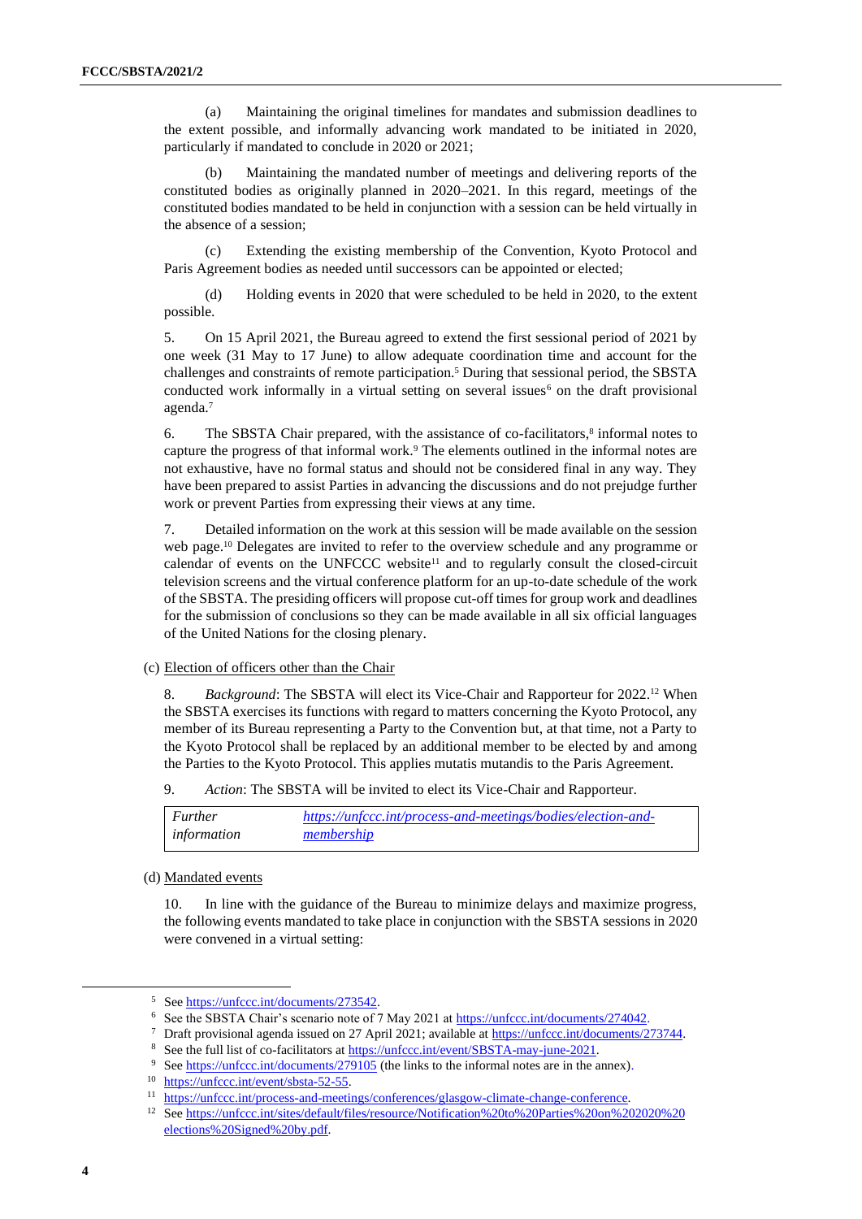(a) Maintaining the original timelines for mandates and submission deadlines to the extent possible, and informally advancing work mandated to be initiated in 2020, particularly if mandated to conclude in 2020 or 2021;

(b) Maintaining the mandated number of meetings and delivering reports of the constituted bodies as originally planned in 2020–2021. In this regard, meetings of the constituted bodies mandated to be held in conjunction with a session can be held virtually in the absence of a session;

(c) Extending the existing membership of the Convention, Kyoto Protocol and Paris Agreement bodies as needed until successors can be appointed or elected;

(d) Holding events in 2020 that were scheduled to be held in 2020, to the extent possible.

5. On 15 April 2021, the Bureau agreed to extend the first sessional period of 2021 by one week (31 May to 17 June) to allow adequate coordination time and account for the challenges and constraints of remote participation.[5] During that sessional period, the SBSTA conducted work informally in a virtual setting on several issues[6] on the draft provisional agenda.[7]

6. The SBSTA Chair prepared, with the assistance of co-facilitators,[8] informal notes to capture the progress of that informal work.[9] The elements outlined in the informal notes are not exhaustive, have no formal status and should not be considered final in any way. They have been prepared to assist Parties in advancing the discussions and do not prejudge further work or prevent Parties from expressing their views at any time.

7. Detailed information on the work at this session will be made available on the session web page.[10] Delegates are invited to refer to the overview schedule and any programme or calendar of events on the UNFCCC website[11] and to regularly consult the closed-circuit television screens and the virtual conference platform for an up-to-date schedule of the work of the SBSTA. The presiding officers will propose cut-off times for group work and deadlines for the submission of conclusions so they can be made available in all six official languages of the United Nations for the closing plenary.

### (c) Election of officers other than the Chair

8. *Background*: The SBSTA will elect its Vice-Chair and Rapporteur for 2022.[12] When the SBSTA exercises its functions with regard to matters concerning the Kyoto Protocol, any member of its Bureau representing a Party to the Convention but, at that time, not a Party to the Kyoto Protocol shall be replaced by an additional member to be elected by and among the Parties to the Kyoto Protocol. This applies mutatis mutandis to the Paris Agreement.

9. *Action*: The SBSTA will be invited to elect its Vice-Chair and Rapporteur.

| | |
|---|---|
| *Further information* | https://unfccc.int/process-and-meetings/bodies/election-and-membership |

### (d) Mandated events

10. In line with the guidance of the Bureau to minimize delays and maximize progress, the following events mandated to take place in conjunction with the SBSTA sessions in 2020 were convened in a virtual setting:

---

[5] See https://unfccc.int/documents/273542.

[6] See the SBSTA Chair's scenario note of 7 May 2021 at https://unfccc.int/documents/274042.

[7] Draft provisional agenda issued on 27 April 2021; available at https://unfccc.int/documents/273744.

[8] See the full list of co-facilitators at https://unfccc.int/event/SBSTA-may-june-2021.

[9] See https://unfccc.int/documents/279105 (the links to the informal notes are in the annex).

[10] https://unfccc.int/event/sbsta-52-55.

[11] https://unfccc.int/process-and-meetings/conferences/glasgow-climate-change-conference.

[12] See https://unfccc.int/sites/default/files/resource/Notification%20to%20Parties%20on%202020%20elections%20Signed%20by.pdf.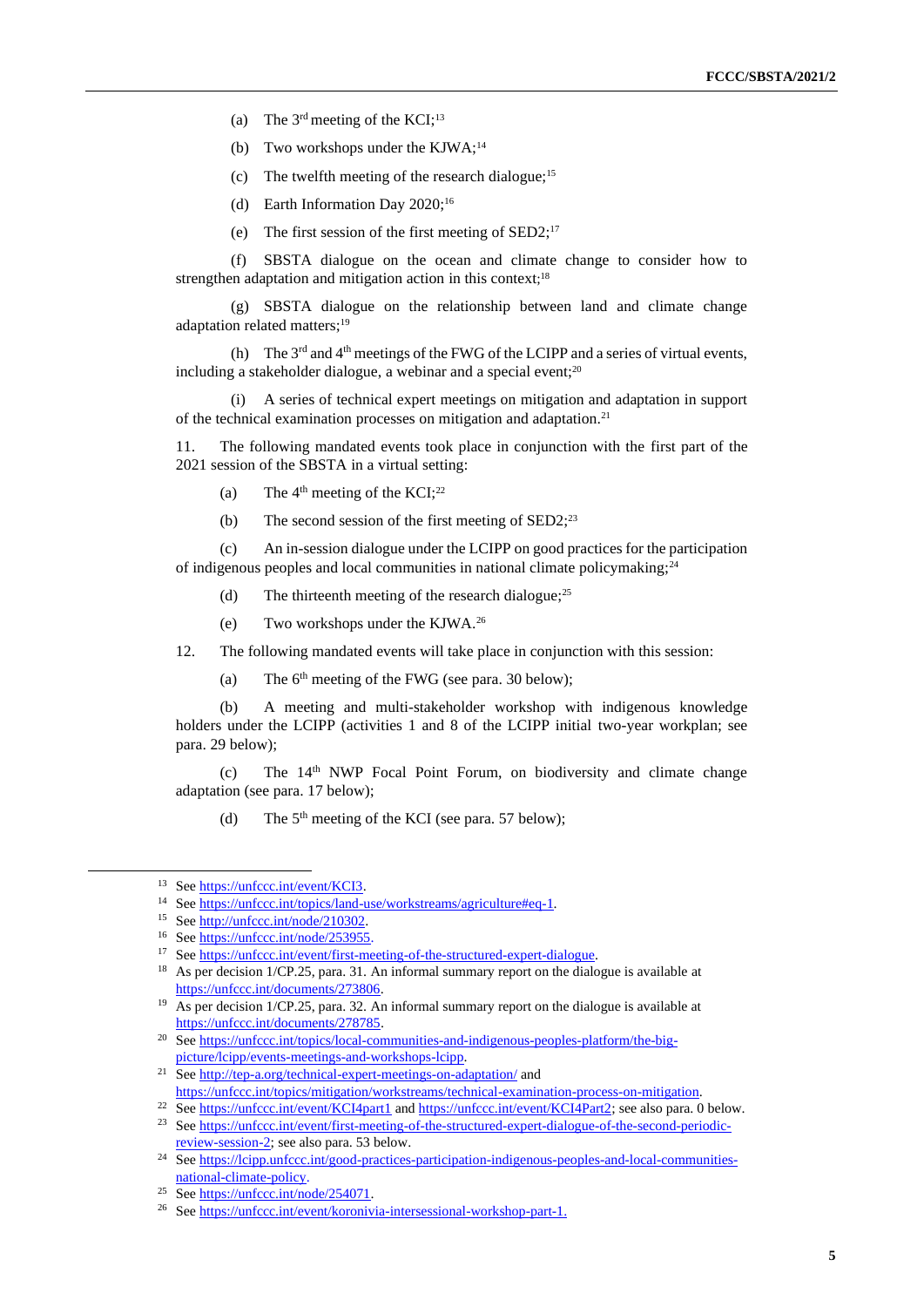(a) The 3rd meeting of the KCI;[13]

(b) Two workshops under the KJWA;[14]

(c) The twelfth meeting of the research dialogue;[15]

(d) Earth Information Day 2020;[16]

(e) The first session of the first meeting of SED2;[17]

(f) SBSTA dialogue on the ocean and climate change to consider how to strengthen adaptation and mitigation action in this context;[18]

(g) SBSTA dialogue on the relationship between land and climate change adaptation related matters;[19]

(h) The 3rd and 4th meetings of the FWG of the LCIPP and a series of virtual events, including a stakeholder dialogue, a webinar and a special event;[20]

(i) A series of technical expert meetings on mitigation and adaptation in support of the technical examination processes on mitigation and adaptation.[21]

11. The following mandated events took place in conjunction with the first part of the 2021 session of the SBSTA in a virtual setting:

(a) The 4th meeting of the KCI;[22]

(b) The second session of the first meeting of SED2;[23]

(c) An in-session dialogue under the LCIPP on good practices for the participation of indigenous peoples and local communities in national climate policymaking;[24]

(d) The thirteenth meeting of the research dialogue;[25]

(e) Two workshops under the KJWA.[26]

12. The following mandated events will take place in conjunction with this session:

(a) The 6th meeting of the FWG (see para. 30 below);

(b) A meeting and multi-stakeholder workshop with indigenous knowledge holders under the LCIPP (activities 1 and 8 of the LCIPP initial two-year workplan; see para. 29 below);

(c) The 14th NWP Focal Point Forum, on biodiversity and climate change adaptation (see para. 17 below);

(d) The 5th meeting of the KCI (see para. 57 below);

---

[13] See https://unfccc.int/event/KCI3.

[14] See https://unfccc.int/topics/land-use/workstreams/agriculture#eq-1.

[15] See http://unfccc.int/node/210302.

[16] See https://unfccc.int/node/253955.

[17] See https://unfccc.int/event/first-meeting-of-the-structured-expert-dialogue.

[18] As per decision 1/CP.25, para. 31. An informal summary report on the dialogue is available at https://unfccc.int/documents/273806.

[19] As per decision 1/CP.25, para. 32. An informal summary report on the dialogue is available at https://unfccc.int/documents/278785.

[20] See https://unfccc.int/topics/local-communities-and-indigenous-peoples-platform/the-big-picture/lcipp/events-meetings-and-workshops-lcipp.

[21] See http://tep-a.org/technical-expert-meetings-on-adaptation/ and https://unfccc.int/topics/mitigation/workstreams/technical-examination-process-on-mitigation.

[22] See https://unfccc.int/event/KCI4part1 and https://unfccc.int/event/KCI4Part2; see also para. 0 below.

[23] See https://unfccc.int/event/first-meeting-of-the-structured-expert-dialogue-of-the-second-periodic-review-session-2; see also para. 53 below.

[24] See https://lcipp.unfccc.int/good-practices-participation-indigenous-peoples-and-local-communities-national-climate-policy.

[25] See https://unfccc.int/node/254071.

[26] See https://unfccc.int/event/koronivia-intersessional-workshop-part-1.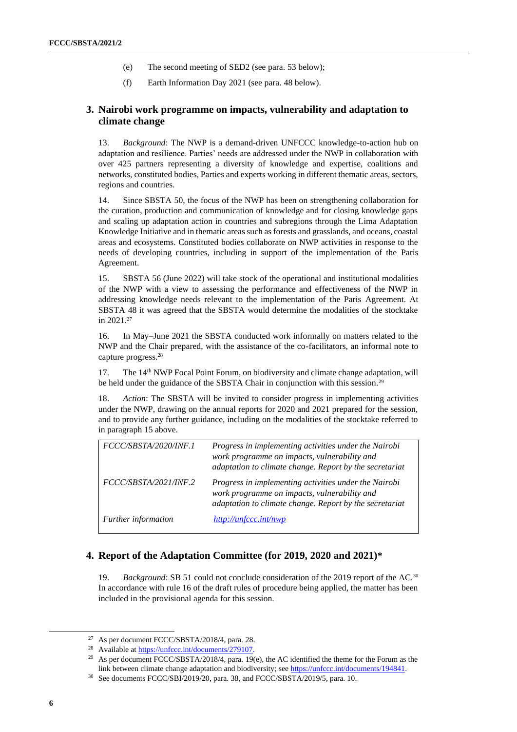(e) The second meeting of SED2 (see para. 53 below);

(f) Earth Information Day 2021 (see para. 48 below).

## 3. Nairobi work programme on impacts, vulnerability and adaptation to climate change

13. *Background*: The NWP is a demand-driven UNFCCC knowledge-to-action hub on adaptation and resilience. Parties' needs are addressed under the NWP in collaboration with over 425 partners representing a diversity of knowledge and expertise, coalitions and networks, constituted bodies, Parties and experts working in different thematic areas, sectors, regions and countries.

14. Since SBSTA 50, the focus of the NWP has been on strengthening collaboration for the curation, production and communication of knowledge and for closing knowledge gaps and scaling up adaptation action in countries and subregions through the Lima Adaptation Knowledge Initiative and in thematic areas such as forests and grasslands, and oceans, coastal areas and ecosystems. Constituted bodies collaborate on NWP activities in response to the needs of developing countries, including in support of the implementation of the Paris Agreement.

15. SBSTA 56 (June 2022) will take stock of the operational and institutional modalities of the NWP with a view to assessing the performance and effectiveness of the NWP in addressing knowledge needs relevant to the implementation of the Paris Agreement. At SBSTA 48 it was agreed that the SBSTA would determine the modalities of the stocktake in 2021.[27]

16. In May–June 2021 the SBSTA conducted work informally on matters related to the NWP and the Chair prepared, with the assistance of the co-facilitators, an informal note to capture progress.[28]

17. The 14th NWP Focal Point Forum, on biodiversity and climate change adaptation, will be held under the guidance of the SBSTA Chair in conjunction with this session.[29]

18. *Action*: The SBSTA will be invited to consider progress in implementing activities under the NWP, drawing on the annual reports for 2020 and 2021 prepared for the session, and to provide any further guidance, including on the modalities of the stocktake referred to in paragraph 15 above.

| | |
|---|---|
| *FCCC/SBSTA/2020/INF.1* | *Progress in implementing activities under the Nairobi work programme on impacts, vulnerability and adaptation to climate change. Report by the secretariat* |
| *FCCC/SBSTA/2021/INF.2* | *Progress in implementing activities under the Nairobi work programme on impacts, vulnerability and adaptation to climate change. Report by the secretariat* |
| *Further information* | *http://unfccc.int/nwp* |

## 4. Report of the Adaptation Committee (for 2019, 2020 and 2021)*

19. *Background*: SB 51 could not conclude consideration of the 2019 report of the AC.[30] In accordance with rule 16 of the draft rules of procedure being applied, the matter has been included in the provisional agenda for this session.

---

[27] As per document FCCC/SBSTA/2018/4, para. 28.

[28] Available at https://unfccc.int/documents/279107.

[29] As per document FCCC/SBSTA/2018/4, para. 19(e), the AC identified the theme for the Forum as the link between climate change adaptation and biodiversity; see https://unfccc.int/documents/194841.

[30] See documents FCCC/SBI/2019/20, para. 38, and FCCC/SBSTA/2019/5, para. 10.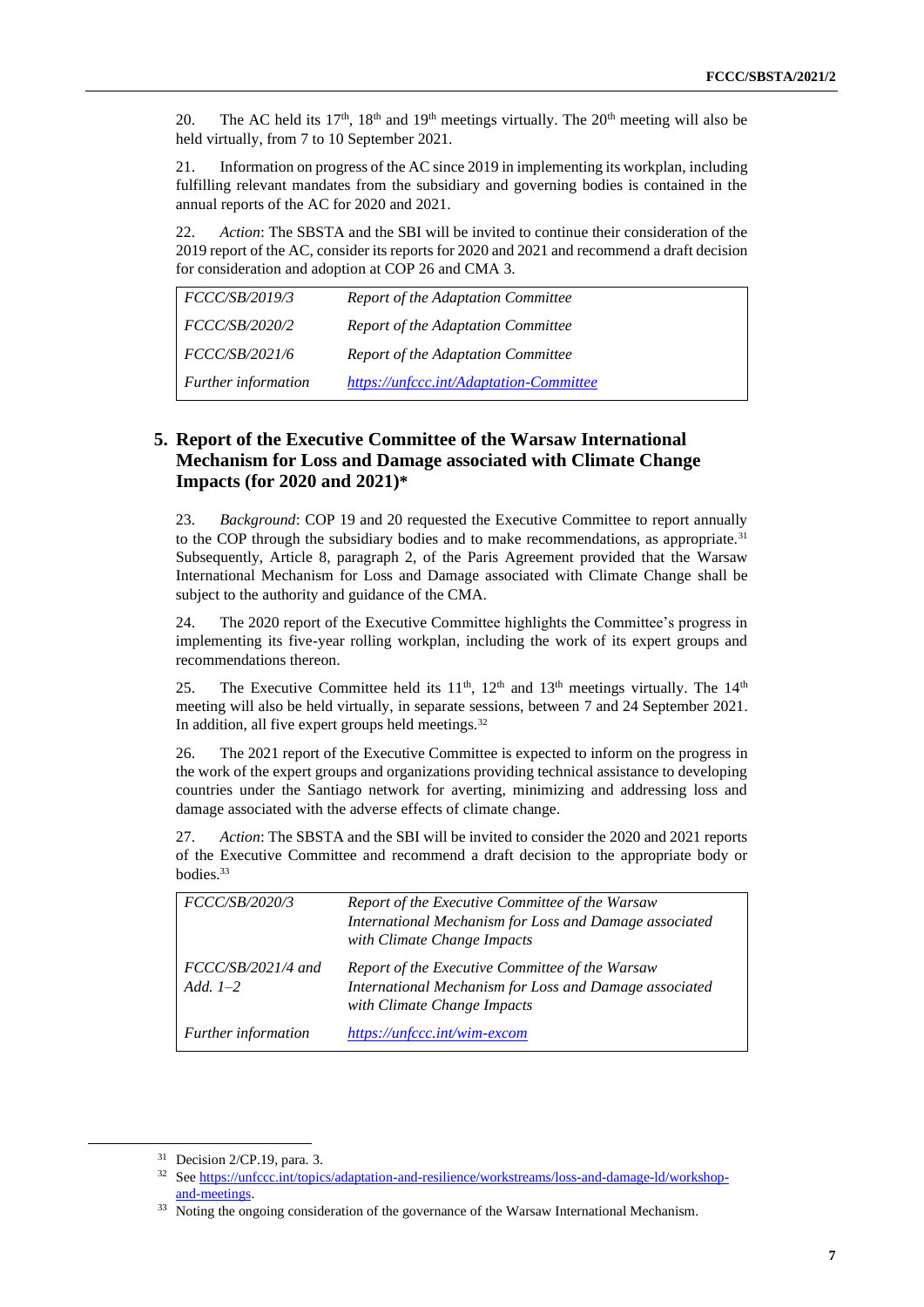20. The AC held its 17th, 18th and 19th meetings virtually. The 20th meeting will also be held virtually, from 7 to 10 September 2021.

21. Information on progress of the AC since 2019 in implementing its workplan, including fulfilling relevant mandates from the subsidiary and governing bodies is contained in the annual reports of the AC for 2020 and 2021.

22. *Action*: The SBSTA and the SBI will be invited to continue their consideration of the 2019 report of the AC, consider its reports for 2020 and 2021 and recommend a draft decision for consideration and adoption at COP 26 and CMA 3.

| | |
|---|---|
| *FCCC/SB/2019/3* | *Report of the Adaptation Committee* |
| *FCCC/SB/2020/2* | *Report of the Adaptation Committee* |
| *FCCC/SB/2021/6* | *Report of the Adaptation Committee* |
| *Further information* | *https://unfccc.int/Adaptation-Committee* |

## 5. Report of the Executive Committee of the Warsaw International Mechanism for Loss and Damage associated with Climate Change Impacts (for 2020 and 2021)*

23. *Background*: COP 19 and 20 requested the Executive Committee to report annually to the COP through the subsidiary bodies and to make recommendations, as appropriate.[31] Subsequently, Article 8, paragraph 2, of the Paris Agreement provided that the Warsaw International Mechanism for Loss and Damage associated with Climate Change shall be subject to the authority and guidance of the CMA.

24. The 2020 report of the Executive Committee highlights the Committee's progress in implementing its five-year rolling workplan, including the work of its expert groups and recommendations thereon.

25. The Executive Committee held its 11th, 12th and 13th meetings virtually. The 14th meeting will also be held virtually, in separate sessions, between 7 and 24 September 2021. In addition, all five expert groups held meetings.[32]

26. The 2021 report of the Executive Committee is expected to inform on the progress in the work of the expert groups and organizations providing technical assistance to developing countries under the Santiago network for averting, minimizing and addressing loss and damage associated with the adverse effects of climate change.

27. *Action*: The SBSTA and the SBI will be invited to consider the 2020 and 2021 reports of the Executive Committee and recommend a draft decision to the appropriate body or bodies.[33]

| | |
|---|---|
| *FCCC/SB/2020/3* | *Report of the Executive Committee of the Warsaw International Mechanism for Loss and Damage associated with Climate Change Impacts* |
| *FCCC/SB/2021/4 and Add. 1–2* | *Report of the Executive Committee of the Warsaw International Mechanism for Loss and Damage associated with Climate Change Impacts* |
| *Further information* | *https://unfccc.int/wim-excom* |

---

[31] Decision 2/CP.19, para. 3.

[32] See https://unfccc.int/topics/adaptation-and-resilience/workstreams/loss-and-damage-ld/workshop-and-meetings.

[33] Noting the ongoing consideration of the governance of the Warsaw International Mechanism.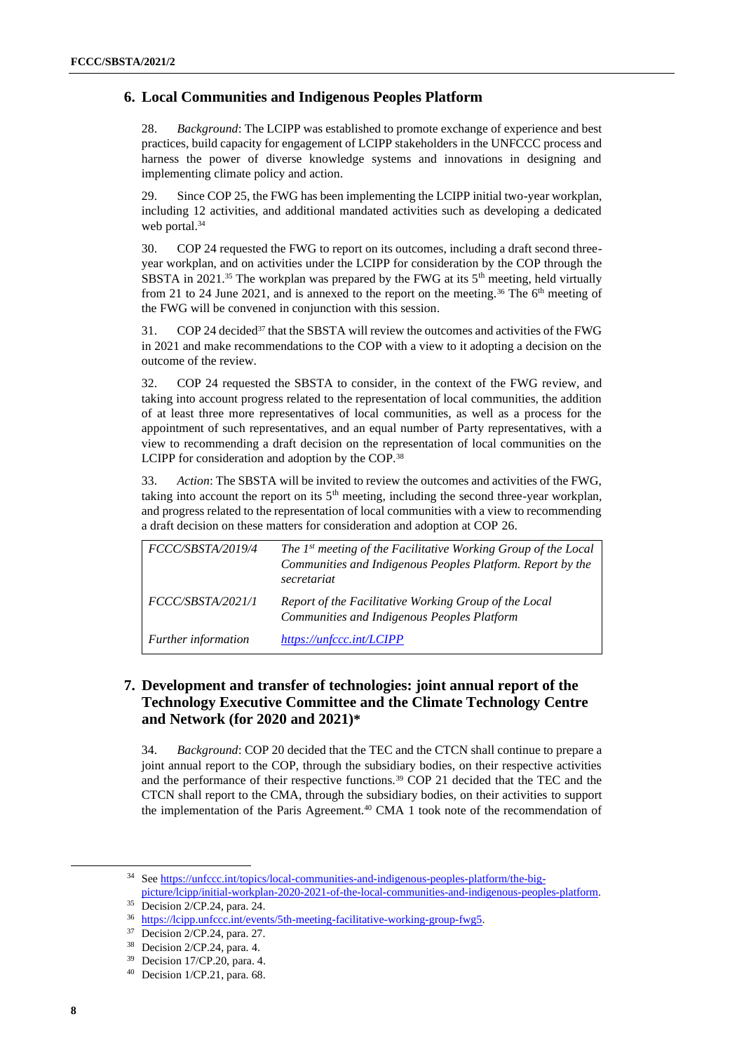## 6. Local Communities and Indigenous Peoples Platform

28. *Background*: The LCIPP was established to promote exchange of experience and best practices, build capacity for engagement of LCIPP stakeholders in the UNFCCC process and harness the power of diverse knowledge systems and innovations in designing and implementing climate policy and action.

29. Since COP 25, the FWG has been implementing the LCIPP initial two-year workplan, including 12 activities, and additional mandated activities such as developing a dedicated web portal.[34]

30. COP 24 requested the FWG to report on its outcomes, including a draft second three-year workplan, and on activities under the LCIPP for consideration by the COP through the SBSTA in 2021.[35] The workplan was prepared by the FWG at its 5th meeting, held virtually from 21 to 24 June 2021, and is annexed to the report on the meeting.[36] The 6th meeting of the FWG will be convened in conjunction with this session.

31. COP 24 decided[37] that the SBSTA will review the outcomes and activities of the FWG in 2021 and make recommendations to the COP with a view to it adopting a decision on the outcome of the review.

32. COP 24 requested the SBSTA to consider, in the context of the FWG review, and taking into account progress related to the representation of local communities, the addition of at least three more representatives of local communities, as well as a process for the appointment of such representatives, and an equal number of Party representatives, with a view to recommending a draft decision on the representation of local communities on the LCIPP for consideration and adoption by the COP.[38]

33. *Action*: The SBSTA will be invited to review the outcomes and activities of the FWG, taking into account the report on its 5th meeting, including the second three-year workplan, and progress related to the representation of local communities with a view to recommending a draft decision on these matters for consideration and adoption at COP 26.

| | |
|---|---|
| *FCCC/SBSTA/2019/4* | *The 1st meeting of the Facilitative Working Group of the Local Communities and Indigenous Peoples Platform. Report by the secretariat* |
| *FCCC/SBSTA/2021/1* | *Report of the Facilitative Working Group of the Local Communities and Indigenous Peoples Platform* |
| *Further information* | *https://unfccc.int/LCIPP* |

## 7. Development and transfer of technologies: joint annual report of the Technology Executive Committee and the Climate Technology Centre and Network (for 2020 and 2021)*

34. *Background*: COP 20 decided that the TEC and the CTCN shall continue to prepare a joint annual report to the COP, through the subsidiary bodies, on their respective activities and the performance of their respective functions.[39] COP 21 decided that the TEC and the CTCN shall report to the CMA, through the subsidiary bodies, on their activities to support the implementation of the Paris Agreement.[40] CMA 1 took note of the recommendation of

---

[34] See https://unfccc.int/topics/local-communities-and-indigenous-peoples-platform/the-big-picture/lcipp/initial-workplan-2020-2021-of-the-local-communities-and-indigenous-peoples-platform.

[35] Decision 2/CP.24, para. 24.

[36] https://lcipp.unfccc.int/events/5th-meeting-facilitative-working-group-fwg5.

[37] Decision 2/CP.24, para. 27.

[38] Decision 2/CP.24, para. 4.

[39] Decision 17/CP.20, para. 4.

[40] Decision 1/CP.21, para. 68.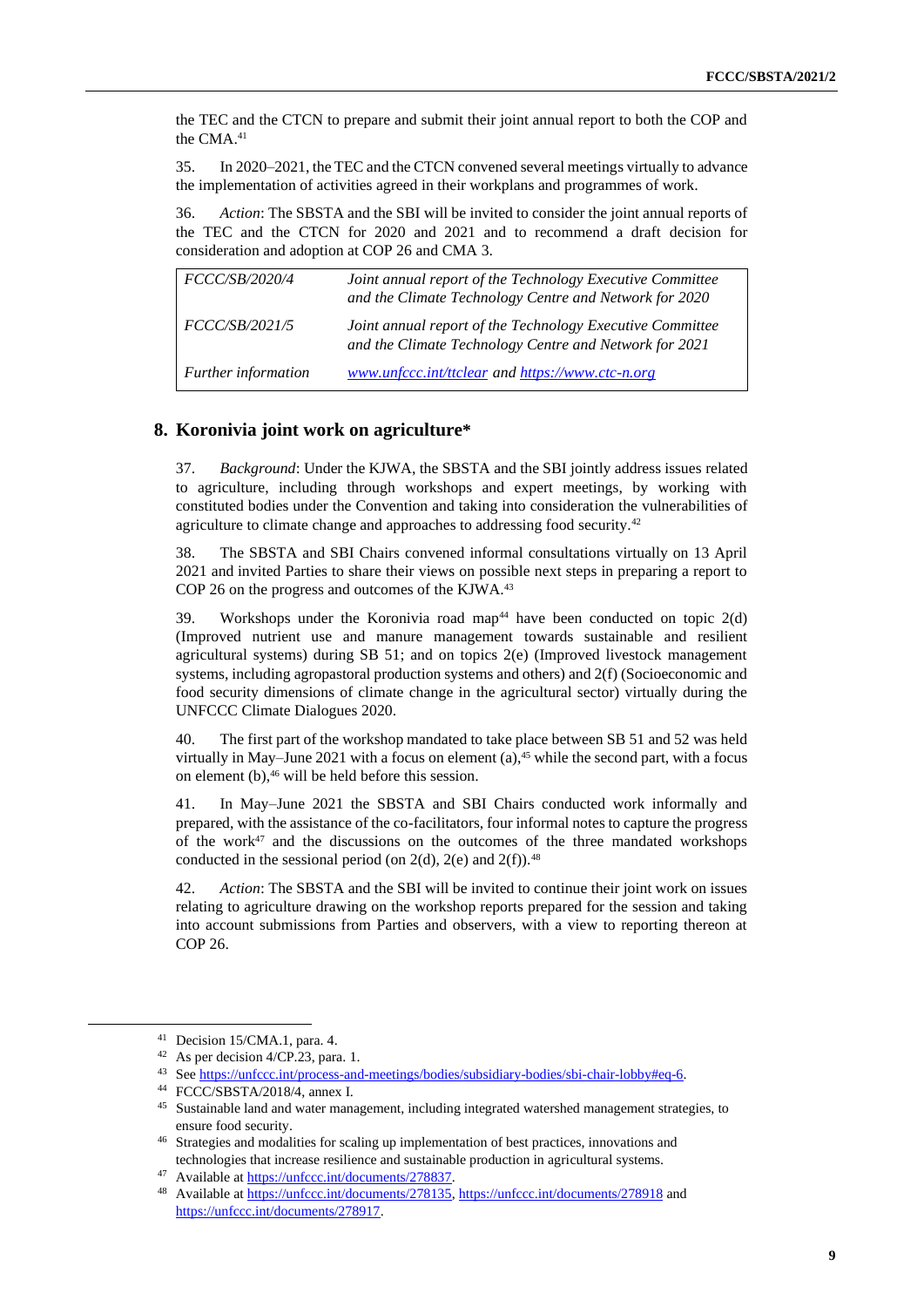the TEC and the CTCN to prepare and submit their joint annual report to both the COP and the CMA.[41]

35. In 2020–2021, the TEC and the CTCN convened several meetings virtually to advance the implementation of activities agreed in their workplans and programmes of work.

36. *Action*: The SBSTA and the SBI will be invited to consider the joint annual reports of the TEC and the CTCN for 2020 and 2021 and to recommend a draft decision for consideration and adoption at COP 26 and CMA 3.

| | |
|---|---|
| *FCCC/SB/2020/4* | *Joint annual report of the Technology Executive Committee and the Climate Technology Centre and Network for 2020* |
| *FCCC/SB/2021/5* | *Joint annual report of the Technology Executive Committee and the Climate Technology Centre and Network for 2021* |
| *Further information* | *www.unfccc.int/ttclear and https://www.ctc-n.org* |

## 8. Koronivia joint work on agriculture*

37. *Background*: Under the KJWA, the SBSTA and the SBI jointly address issues related to agriculture, including through workshops and expert meetings, by working with constituted bodies under the Convention and taking into consideration the vulnerabilities of agriculture to climate change and approaches to addressing food security.[42]

38. The SBSTA and SBI Chairs convened informal consultations virtually on 13 April 2021 and invited Parties to share their views on possible next steps in preparing a report to COP 26 on the progress and outcomes of the KJWA.[43]

39. Workshops under the Koronivia road map[44] have been conducted on topic 2(d) (Improved nutrient use and manure management towards sustainable and resilient agricultural systems) during SB 51; and on topics 2(e) (Improved livestock management systems, including agropastoral production systems and others) and 2(f) (Socioeconomic and food security dimensions of climate change in the agricultural sector) virtually during the UNFCCC Climate Dialogues 2020.

40. The first part of the workshop mandated to take place between SB 51 and 52 was held virtually in May–June 2021 with a focus on element (a),[45] while the second part, with a focus on element (b),[46] will be held before this session.

41. In May–June 2021 the SBSTA and SBI Chairs conducted work informally and prepared, with the assistance of the co-facilitators, four informal notes to capture the progress of the work[47] and the discussions on the outcomes of the three mandated workshops conducted in the sessional period (on 2(d), 2(e) and 2(f)).[48]

42. *Action*: The SBSTA and the SBI will be invited to continue their joint work on issues relating to agriculture drawing on the workshop reports prepared for the session and taking into account submissions from Parties and observers, with a view to reporting thereon at COP 26.

---

[41] Decision 15/CMA.1, para. 4.

[42] As per decision 4/CP.23, para. 1.

[43] See https://unfccc.int/process-and-meetings/bodies/subsidiary-bodies/sbi-chair-lobby#eq-6.

[44] FCCC/SBSTA/2018/4, annex I.

[45] Sustainable land and water management, including integrated watershed management strategies, to ensure food security.

[46] Strategies and modalities for scaling up implementation of best practices, innovations and technologies that increase resilience and sustainable production in agricultural systems.

[47] Available at https://unfccc.int/documents/278837.

[48] Available at https://unfccc.int/documents/278135, https://unfccc.int/documents/278918 and https://unfccc.int/documents/278917.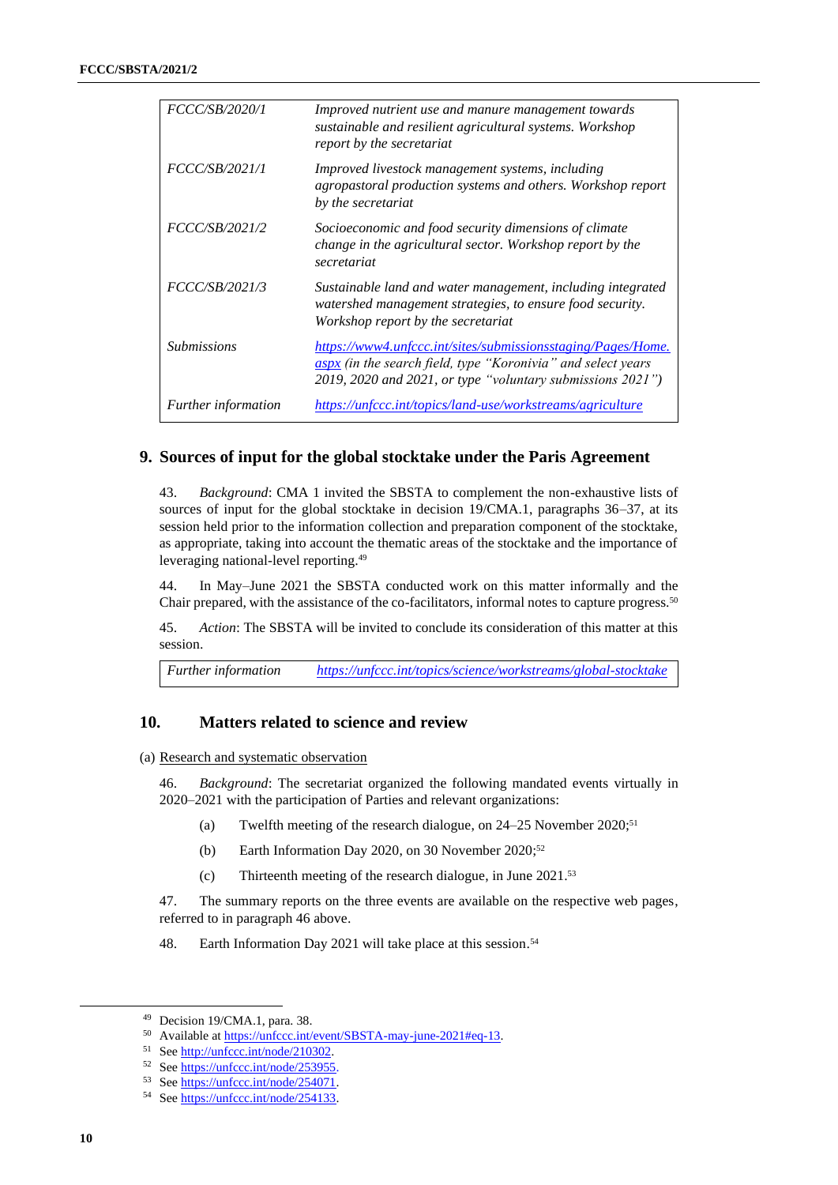| | |
|---|---|
| *FCCC/SB/2020/1* | *Improved nutrient use and manure management towards sustainable and resilient agricultural systems. Workshop report by the secretariat* |
| *FCCC/SB/2021/1* | *Improved livestock management systems, including agropastoral production systems and others. Workshop report by the secretariat* |
| *FCCC/SB/2021/2* | *Socioeconomic and food security dimensions of climate change in the agricultural sector. Workshop report by the secretariat* |
| *FCCC/SB/2021/3* | *Sustainable land and water management, including integrated watershed management strategies, to ensure food security. Workshop report by the secretariat* |
| *Submissions* | *https://www4.unfccc.int/sites/submissionsstaging/Pages/Home.aspx (in the search field, type "Koronivia" and select years 2019, 2020 and 2021, or type "voluntary submissions 2021")* |
| *Further information* | *https://unfccc.int/topics/land-use/workstreams/agriculture* |

## 9. Sources of input for the global stocktake under the Paris Agreement

43. *Background*: CMA 1 invited the SBSTA to complement the non-exhaustive lists of sources of input for the global stocktake in decision 19/CMA.1, paragraphs 36–37, at its session held prior to the information collection and preparation component of the stocktake, as appropriate, taking into account the thematic areas of the stocktake and the importance of leveraging national-level reporting.[49]

44. In May–June 2021 the SBSTA conducted work on this matter informally and the Chair prepared, with the assistance of the co-facilitators, informal notes to capture progress.[50]

45. *Action*: The SBSTA will be invited to conclude its consideration of this matter at this session.

| | |
|---|---|
| *Further information* | *https://unfccc.int/topics/science/workstreams/global-stocktake* |

## 10. Matters related to science and review

(a) Research and systematic observation

46. *Background*: The secretariat organized the following mandated events virtually in 2020–2021 with the participation of Parties and relevant organizations:

(a) Twelfth meeting of the research dialogue, on 24–25 November 2020;[51]

(b) Earth Information Day 2020, on 30 November 2020;[52]

(c) Thirteenth meeting of the research dialogue, in June 2021.[53]

47. The summary reports on the three events are available on the respective web pages, referred to in paragraph 46 above.

48. Earth Information Day 2021 will take place at this session.[54]

---

[49] Decision 19/CMA.1, para. 38.

[50] Available at https://unfccc.int/event/SBSTA-may-june-2021#eq-13.

[51] See http://unfccc.int/node/210302.

[52] See https://unfccc.int/node/253955.

[53] See https://unfccc.int/node/254071.

[54] See https://unfccc.int/node/254133.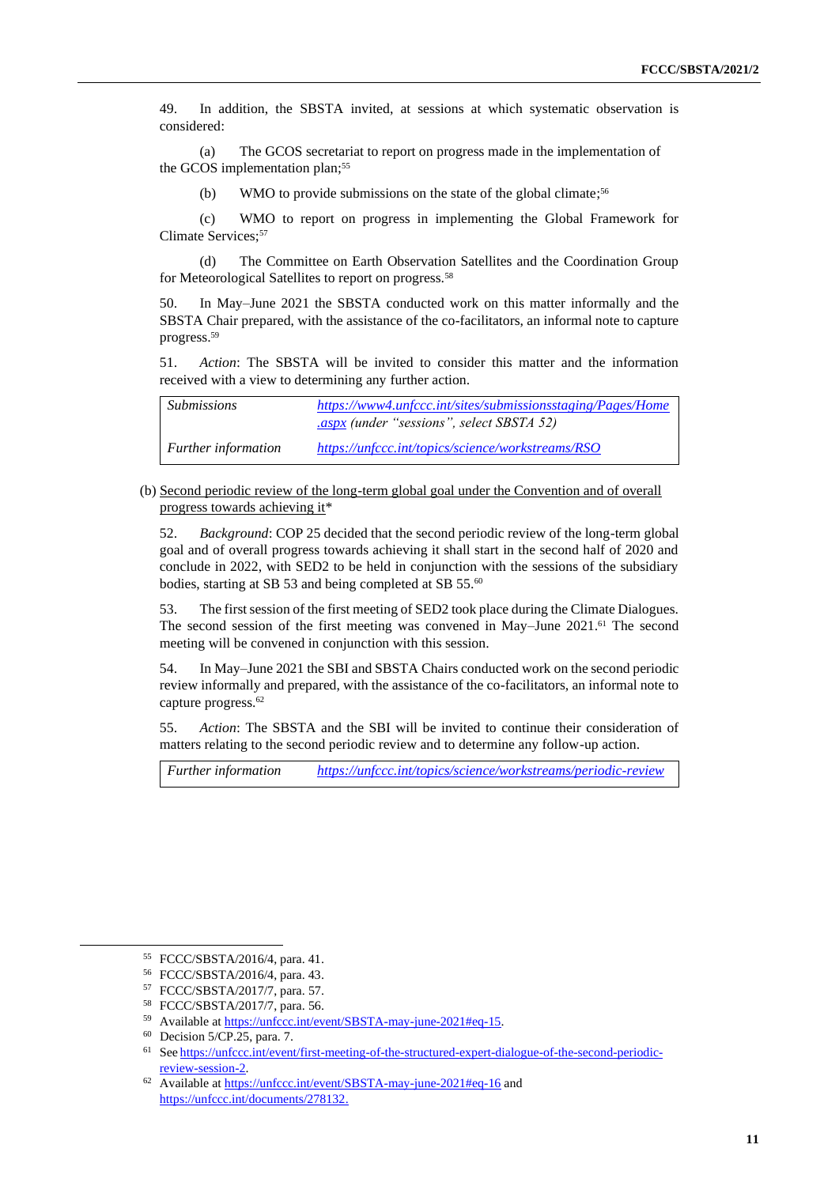49. In addition, the SBSTA invited, at sessions at which systematic observation is considered:

(a) The GCOS secretariat to report on progress made in the implementation of the GCOS implementation plan;[55]

(b) WMO to provide submissions on the state of the global climate;[56]

(c) WMO to report on progress in implementing the Global Framework for Climate Services;[57]

(d) The Committee on Earth Observation Satellites and the Coordination Group for Meteorological Satellites to report on progress.[58]

50. In May–June 2021 the SBSTA conducted work on this matter informally and the SBSTA Chair prepared, with the assistance of the co-facilitators, an informal note to capture progress.[59]

51. *Action*: The SBSTA will be invited to consider this matter and the information received with a view to determining any further action.

| | |
|---|---|
| *Submissions* | *https://www4.unfccc.int/sites/submissionsstaging/Pages/Home.aspx (under "sessions", select SBSTA 52)* |
| *Further information* | *https://unfccc.int/topics/science/workstreams/RSO* |

(b) Second periodic review of the long-term global goal under the Convention and of overall progress towards achieving it*

52. *Background*: COP 25 decided that the second periodic review of the long-term global goal and of overall progress towards achieving it shall start in the second half of 2020 and conclude in 2022, with SED2 to be held in conjunction with the sessions of the subsidiary bodies, starting at SB 53 and being completed at SB 55.[60]

53. The first session of the first meeting of SED2 took place during the Climate Dialogues. The second session of the first meeting was convened in May–June 2021.[61] The second meeting will be convened in conjunction with this session.

54. In May–June 2021 the SBI and SBSTA Chairs conducted work on the second periodic review informally and prepared, with the assistance of the co-facilitators, an informal note to capture progress.[62]

55. *Action*: The SBSTA and the SBI will be invited to continue their consideration of matters relating to the second periodic review and to determine any follow-up action.

| | |
|---|---|
| *Further information* | *https://unfccc.int/topics/science/workstreams/periodic-review* |

[55] FCCC/SBSTA/2016/4, para. 41.
[56] FCCC/SBSTA/2016/4, para. 43.
[57] FCCC/SBSTA/2017/7, para. 57.
[58] FCCC/SBSTA/2017/7, para. 56.
[59] Available at https://unfccc.int/event/SBSTA-may-june-2021#eq-15.
[60] Decision 5/CP.25, para. 7.
[61] See https://unfccc.int/event/first-meeting-of-the-structured-expert-dialogue-of-the-second-periodic-review-session-2.
[62] Available at https://unfccc.int/event/SBSTA-may-june-2021#eq-16 and https://unfccc.int/documents/278132.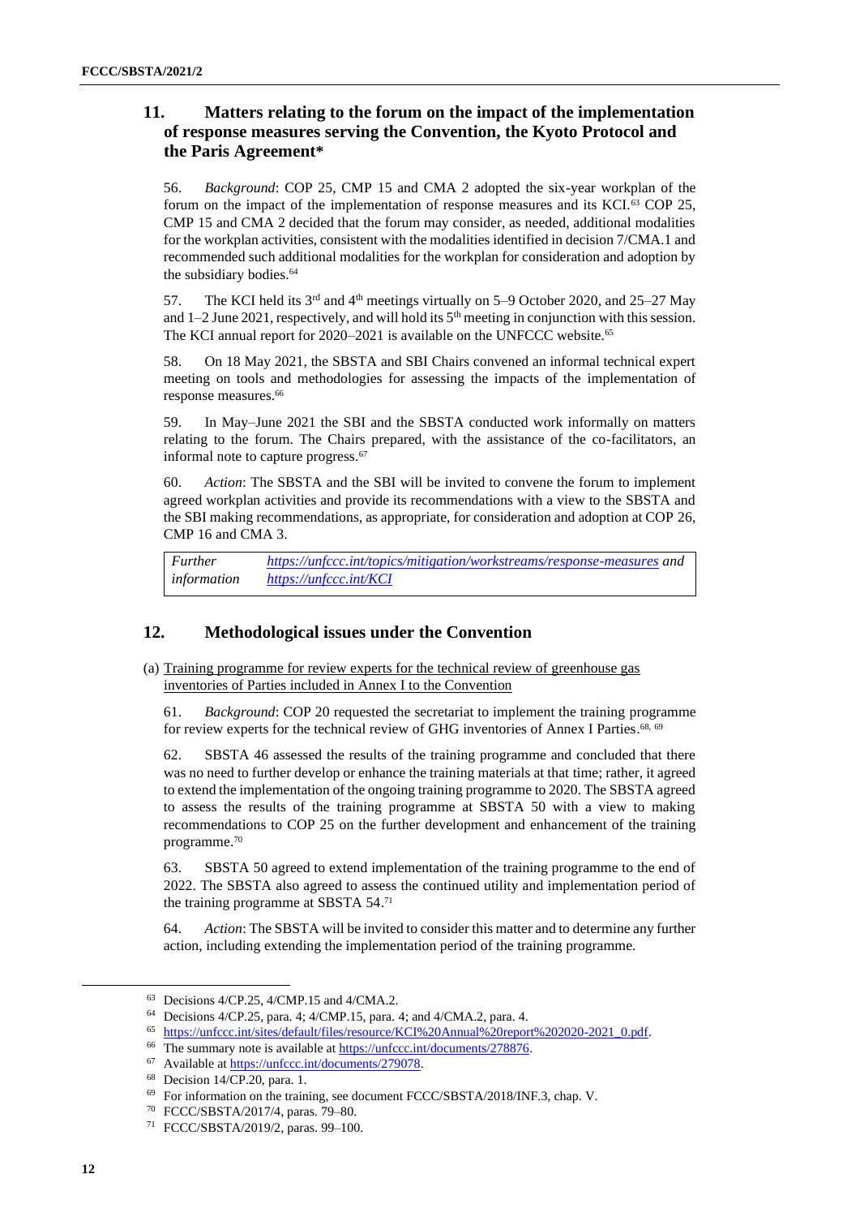## 11. Matters relating to the forum on the impact of the implementation of response measures serving the Convention, the Kyoto Protocol and the Paris Agreement*

56. *Background*: COP 25, CMP 15 and CMA 2 adopted the six-year workplan of the forum on the impact of the implementation of response measures and its KCI.[63] COP 25, CMP 15 and CMA 2 decided that the forum may consider, as needed, additional modalities for the workplan activities, consistent with the modalities identified in decision 7/CMA.1 and recommended such additional modalities for the workplan for consideration and adoption by the subsidiary bodies.[64]

57. The KCI held its 3rd and 4th meetings virtually on 5–9 October 2020, and 25–27 May and 1–2 June 2021, respectively, and will hold its 5th meeting in conjunction with this session. The KCI annual report for 2020–2021 is available on the UNFCCC website.[65]

58. On 18 May 2021, the SBSTA and SBI Chairs convened an informal technical expert meeting on tools and methodologies for assessing the impacts of the implementation of response measures.[66]

59. In May–June 2021 the SBI and the SBSTA conducted work informally on matters relating to the forum. The Chairs prepared, with the assistance of the co-facilitators, an informal note to capture progress.[67]

60. *Action*: The SBSTA and the SBI will be invited to convene the forum to implement agreed workplan activities and provide its recommendations with a view to the SBSTA and the SBI making recommendations, as appropriate, for consideration and adoption at COP 26, CMP 16 and CMA 3.

| *Further information* | https://unfccc.int/topics/mitigation/workstreams/response-measures *and* https://unfccc.int/KCI |
|---|---|

## 12. Methodological issues under the Convention

(a) Training programme for review experts for the technical review of greenhouse gas inventories of Parties included in Annex I to the Convention

61. *Background*: COP 20 requested the secretariat to implement the training programme for review experts for the technical review of GHG inventories of Annex I Parties.[68, 69]

62. SBSTA 46 assessed the results of the training programme and concluded that there was no need to further develop or enhance the training materials at that time; rather, it agreed to extend the implementation of the ongoing training programme to 2020. The SBSTA agreed to assess the results of the training programme at SBSTA 50 with a view to making recommendations to COP 25 on the further development and enhancement of the training programme.[70]

63. SBSTA 50 agreed to extend implementation of the training programme to the end of 2022. The SBSTA also agreed to assess the continued utility and implementation period of the training programme at SBSTA 54.[71]

64. *Action*: The SBSTA will be invited to consider this matter and to determine any further action, including extending the implementation period of the training programme.

---

[63] Decisions 4/CP.25, 4/CMP.15 and 4/CMA.2.

[64] Decisions 4/CP.25, para. 4; 4/CMP.15, para. 4; and 4/CMA.2, para. 4.

[65] https://unfccc.int/sites/default/files/resource/KCI%20Annual%20report%202020-2021_0.pdf.

[66] The summary note is available at https://unfccc.int/documents/278876.

[67] Available at https://unfccc.int/documents/279078.

[68] Decision 14/CP.20, para. 1.

[69] For information on the training, see document FCCC/SBSTA/2018/INF.3, chap. V.

[70] FCCC/SBSTA/2017/4, paras. 79–80.

[71] FCCC/SBSTA/2019/2, paras. 99–100.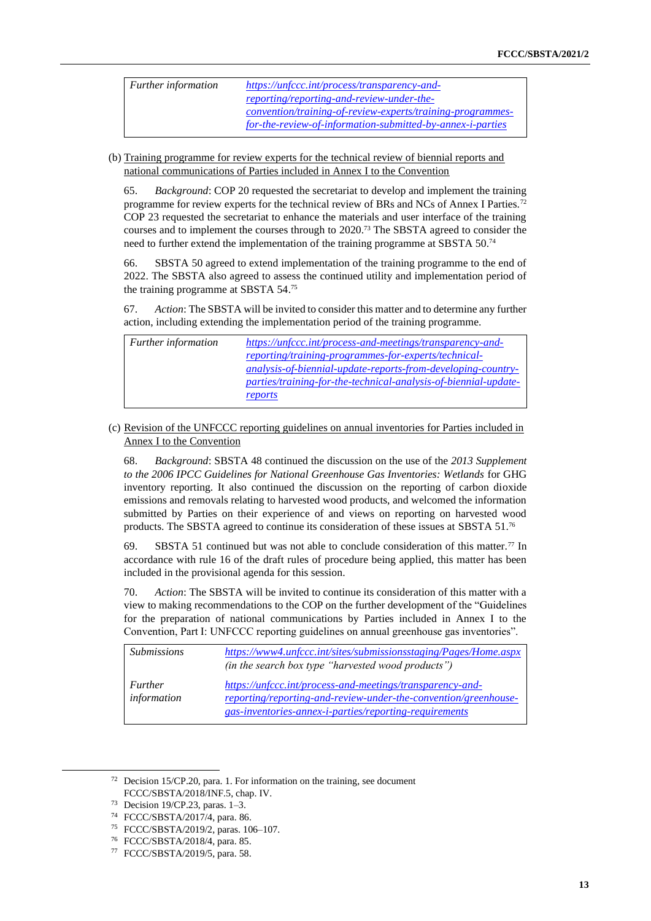| Further information | https://unfccc.int/process/transparency-and-reporting/reporting-and-review-under-the-convention/training-of-review-experts/training-programmes-for-the-review-of-information-submitted-by-annex-i-parties |
|---|---|

(b) Training programme for review experts for the technical review of biennial reports and national communications of Parties included in Annex I to the Convention

65. *Background*: COP 20 requested the secretariat to develop and implement the training programme for review experts for the technical review of BRs and NCs of Annex I Parties.[72] COP 23 requested the secretariat to enhance the materials and user interface of the training courses and to implement the courses through to 2020.[73] The SBSTA agreed to consider the need to further extend the implementation of the training programme at SBSTA 50.[74]

66. SBSTA 50 agreed to extend implementation of the training programme to the end of 2022. The SBSTA also agreed to assess the continued utility and implementation period of the training programme at SBSTA 54.[75]

67. *Action*: The SBSTA will be invited to consider this matter and to determine any further action, including extending the implementation period of the training programme.

| Further information | https://unfccc.int/process-and-meetings/transparency-and-reporting/training-programmes-for-experts/technical-analysis-of-biennial-update-reports-from-developing-country-parties/training-for-the-technical-analysis-of-biennial-update-reports |
|---|---|

(c) Revision of the UNFCCC reporting guidelines on annual inventories for Parties included in Annex I to the Convention

68. *Background*: SBSTA 48 continued the discussion on the use of the *2013 Supplement to the 2006 IPCC Guidelines for National Greenhouse Gas Inventories: Wetlands* for GHG inventory reporting. It also continued the discussion on the reporting of carbon dioxide emissions and removals relating to harvested wood products, and welcomed the information submitted by Parties on their experience of and views on reporting on harvested wood products. The SBSTA agreed to continue its consideration of these issues at SBSTA 51.[76]

69. SBSTA 51 continued but was not able to conclude consideration of this matter.[77] In accordance with rule 16 of the draft rules of procedure being applied, this matter has been included in the provisional agenda for this session.

70. *Action*: The SBSTA will be invited to continue its consideration of this matter with a view to making recommendations to the COP on the further development of the "Guidelines for the preparation of national communications by Parties included in Annex I to the Convention, Part I: UNFCCC reporting guidelines on annual greenhouse gas inventories".

| Submissions | https://www4.unfccc.int/sites/submissionsstaging/Pages/Home.aspx *(in the search box type "harvested wood products")* |
|---|---|
| Further information | https://unfccc.int/process-and-meetings/transparency-and-reporting/reporting-and-review-under-the-convention/greenhouse-gas-inventories-annex-i-parties/reporting-requirements |

---

[72] Decision 15/CP.20, para. 1. For information on the training, see document FCCC/SBSTA/2018/INF.5, chap. IV.

[73] Decision 19/CP.23, paras. 1–3.

[74] FCCC/SBSTA/2017/4, para. 86.

[75] FCCC/SBSTA/2019/2, paras. 106–107.

[76] FCCC/SBSTA/2018/4, para. 85.

[77] FCCC/SBSTA/2019/5, para. 58.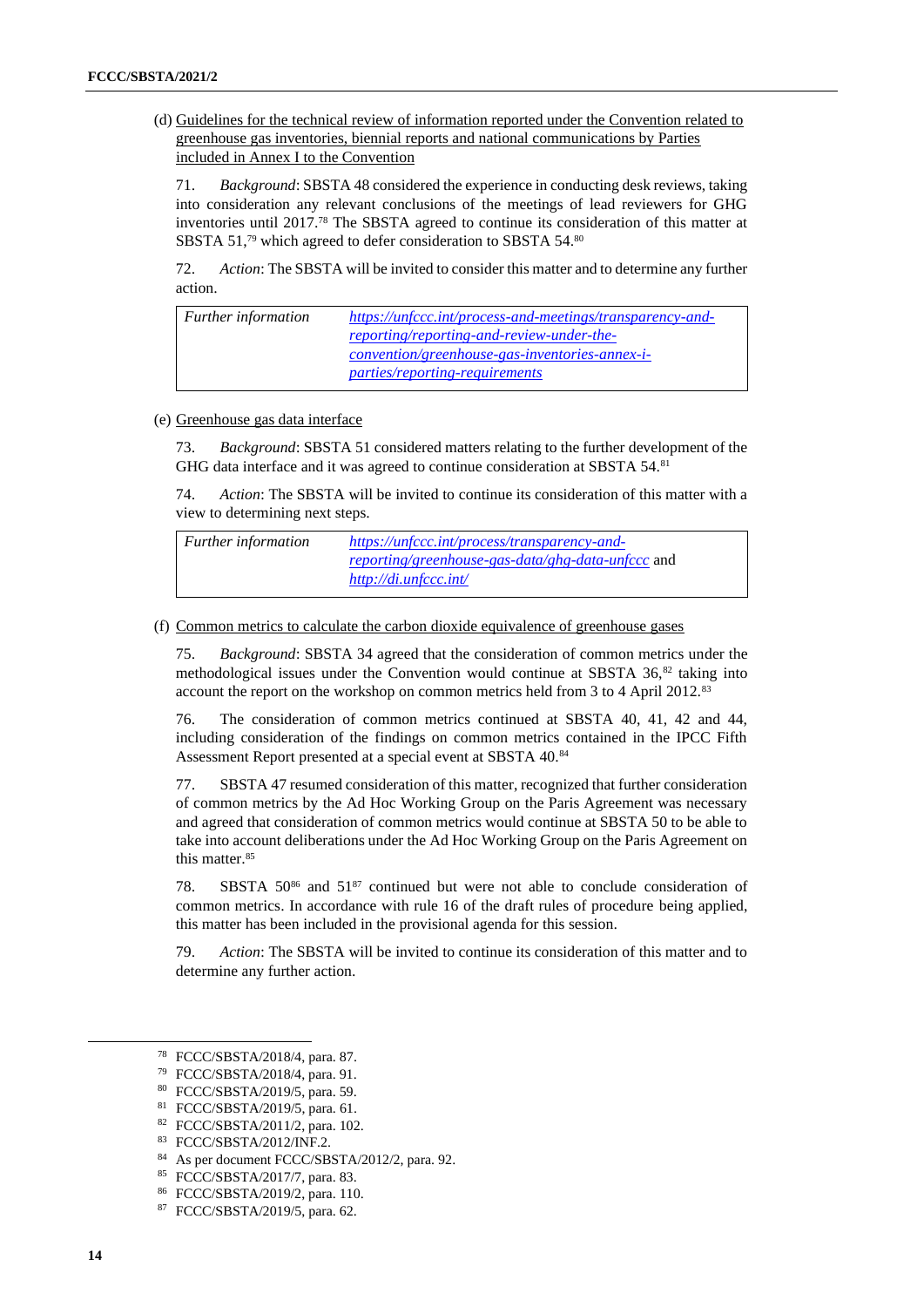(d) Guidelines for the technical review of information reported under the Convention related to greenhouse gas inventories, biennial reports and national communications by Parties included in Annex I to the Convention

71. *Background*: SBSTA 48 considered the experience in conducting desk reviews, taking into consideration any relevant conclusions of the meetings of lead reviewers for GHG inventories until 2017.[78] The SBSTA agreed to continue its consideration of this matter at SBSTA 51,[79] which agreed to defer consideration to SBSTA 54.[80]

72. *Action*: The SBSTA will be invited to consider this matter and to determine any further action.

| *Further information* | https://unfccc.int/process-and-meetings/transparency-and-reporting/reporting-and-review-under-the-convention/greenhouse-gas-inventories-annex-i-parties/reporting-requirements |
|---|---|

(e) Greenhouse gas data interface

73. *Background*: SBSTA 51 considered matters relating to the further development of the GHG data interface and it was agreed to continue consideration at SBSTA 54.[81]

74. *Action*: The SBSTA will be invited to continue its consideration of this matter with a view to determining next steps.

| *Further information* | https://unfccc.int/process/transparency-and-reporting/greenhouse-gas-data/ghg-data-unfccc and http://di.unfccc.int/ |
|---|---|

(f) Common metrics to calculate the carbon dioxide equivalence of greenhouse gases

75. *Background*: SBSTA 34 agreed that the consideration of common metrics under the methodological issues under the Convention would continue at SBSTA 36,[82] taking into account the report on the workshop on common metrics held from 3 to 4 April 2012.[83]

76. The consideration of common metrics continued at SBSTA 40, 41, 42 and 44, including consideration of the findings on common metrics contained in the IPCC Fifth Assessment Report presented at a special event at SBSTA 40.[84]

77. SBSTA 47 resumed consideration of this matter, recognized that further consideration of common metrics by the Ad Hoc Working Group on the Paris Agreement was necessary and agreed that consideration of common metrics would continue at SBSTA 50 to be able to take into account deliberations under the Ad Hoc Working Group on the Paris Agreement on this matter.[85]

78. SBSTA 50[86] and 51[87] continued but were not able to conclude consideration of common metrics. In accordance with rule 16 of the draft rules of procedure being applied, this matter has been included in the provisional agenda for this session.

79. *Action*: The SBSTA will be invited to continue its consideration of this matter and to determine any further action.

---

[78] FCCC/SBSTA/2018/4, para. 87.
[79] FCCC/SBSTA/2018/4, para. 91.
[80] FCCC/SBSTA/2019/5, para. 59.
[81] FCCC/SBSTA/2019/5, para. 61.
[82] FCCC/SBSTA/2011/2, para. 102.
[83] FCCC/SBSTA/2012/INF.2.
[84] As per document FCCC/SBSTA/2012/2, para. 92.
[85] FCCC/SBSTA/2017/7, para. 83.
[86] FCCC/SBSTA/2019/2, para. 110.
[87] FCCC/SBSTA/2019/5, para. 62.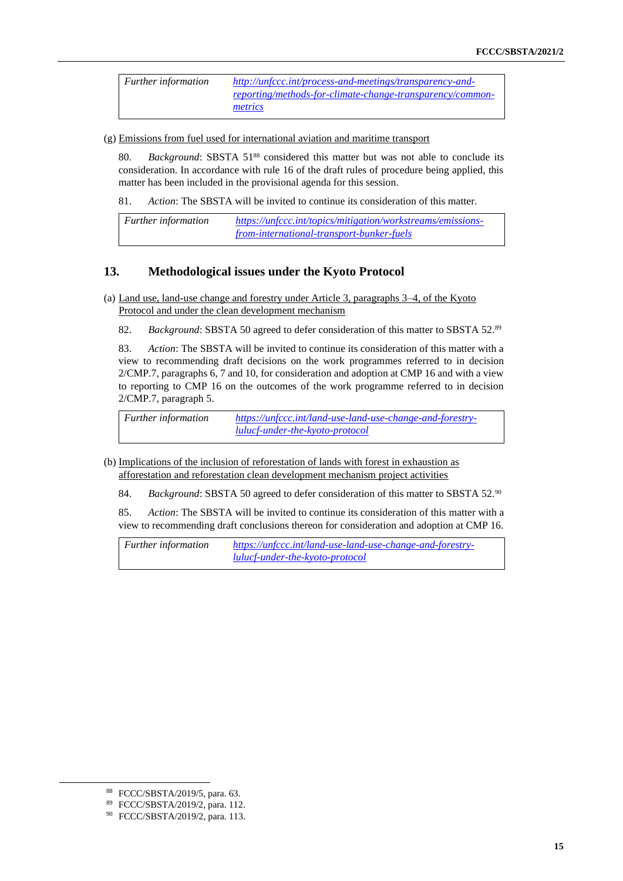| Further information | http://unfccc.int/process-and-meetings/transparency-and-reporting/methods-for-climate-change-transparency/common-metrics |
| --- | --- |

(g) Emissions from fuel used for international aviation and maritime transport

80. *Background*: SBSTA 51[88] considered this matter but was not able to conclude its consideration. In accordance with rule 16 of the draft rules of procedure being applied, this matter has been included in the provisional agenda for this session.

81. *Action*: The SBSTA will be invited to continue its consideration of this matter.

| Further information | https://unfccc.int/topics/mitigation/workstreams/emissions-from-international-transport-bunker-fuels |
| --- | --- |

## 13. Methodological issues under the Kyoto Protocol

(a) Land use, land-use change and forestry under Article 3, paragraphs 3–4, of the Kyoto Protocol and under the clean development mechanism

82. *Background*: SBSTA 50 agreed to defer consideration of this matter to SBSTA 52.[89]

83. *Action*: The SBSTA will be invited to continue its consideration of this matter with a view to recommending draft decisions on the work programmes referred to in decision 2/CMP.7, paragraphs 6, 7 and 10, for consideration and adoption at CMP 16 and with a view to reporting to CMP 16 on the outcomes of the work programme referred to in decision 2/CMP.7, paragraph 5.

| Further information | https://unfccc.int/land-use-land-use-change-and-forestry-lulucf-under-the-kyoto-protocol |
| --- | --- |

(b) Implications of the inclusion of reforestation of lands with forest in exhaustion as afforestation and reforestation clean development mechanism project activities

84. *Background*: SBSTA 50 agreed to defer consideration of this matter to SBSTA 52.[90]

85. *Action*: The SBSTA will be invited to continue its consideration of this matter with a view to recommending draft conclusions thereon for consideration and adoption at CMP 16.

| Further information | https://unfccc.int/land-use-land-use-change-and-forestry-lulucf-under-the-kyoto-protocol |
| --- | --- |

[88] FCCC/SBSTA/2019/5, para. 63.

[89] FCCC/SBSTA/2019/2, para. 112.

[90] FCCC/SBSTA/2019/2, para. 113.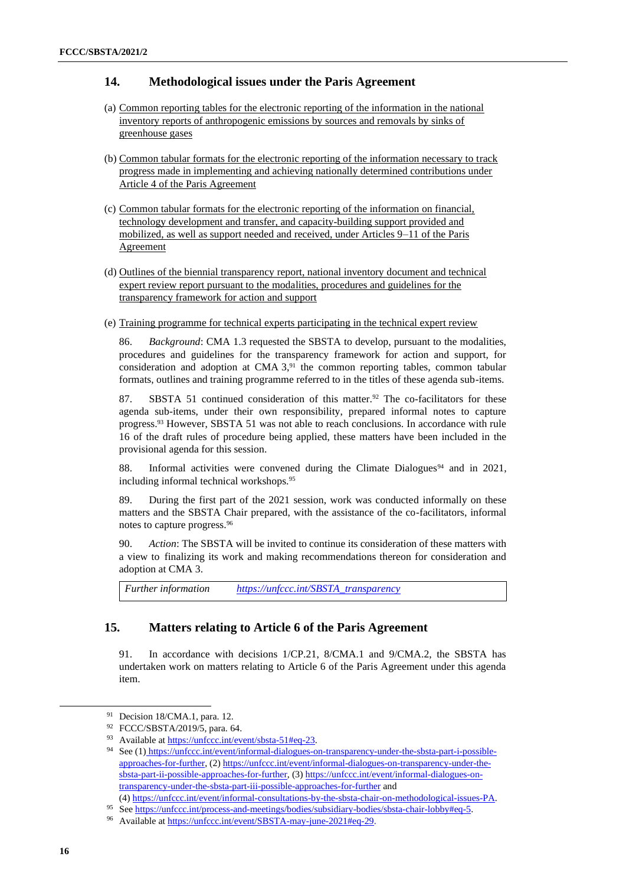## 14. Methodological issues under the Paris Agreement

(a) Common reporting tables for the electronic reporting of the information in the national inventory reports of anthropogenic emissions by sources and removals by sinks of greenhouse gases

(b) Common tabular formats for the electronic reporting of the information necessary to track progress made in implementing and achieving nationally determined contributions under Article 4 of the Paris Agreement

(c) Common tabular formats for the electronic reporting of the information on financial, technology development and transfer, and capacity-building support provided and mobilized, as well as support needed and received, under Articles 9–11 of the Paris Agreement

(d) Outlines of the biennial transparency report, national inventory document and technical expert review report pursuant to the modalities, procedures and guidelines for the transparency framework for action and support

(e) Training programme for technical experts participating in the technical expert review

86. *Background*: CMA 1.3 requested the SBSTA to develop, pursuant to the modalities, procedures and guidelines for the transparency framework for action and support, for consideration and adoption at CMA 3,[91] the common reporting tables, common tabular formats, outlines and training programme referred to in the titles of these agenda sub-items.

87. SBSTA 51 continued consideration of this matter.[92] The co-facilitators for these agenda sub-items, under their own responsibility, prepared informal notes to capture progress.[93] However, SBSTA 51 was not able to reach conclusions. In accordance with rule 16 of the draft rules of procedure being applied, these matters have been included in the provisional agenda for this session.

88. Informal activities were convened during the Climate Dialogues[94] and in 2021, including informal technical workshops.[95]

89. During the first part of the 2021 session, work was conducted informally on these matters and the SBSTA Chair prepared, with the assistance of the co-facilitators, informal notes to capture progress.[96]

90. *Action*: The SBSTA will be invited to continue its consideration of these matters with a view to finalizing its work and making recommendations thereon for consideration and adoption at CMA 3.

| *Further information* | *https://unfccc.int/SBSTA_transparency* |
|---|---|

## 15. Matters relating to Article 6 of the Paris Agreement

91. In accordance with decisions 1/CP.21, 8/CMA.1 and 9/CMA.2, the SBSTA has undertaken work on matters relating to Article 6 of the Paris Agreement under this agenda item.

---

[91] Decision 18/CMA.1, para. 12.

[92] FCCC/SBSTA/2019/5, para. 64.

[93] Available at https://unfccc.int/event/sbsta-51#eq-23.

[94] See (1) https://unfccc.int/event/informal-dialogues-on-transparency-under-the-sbsta-part-i-possible-approaches-for-further, (2) https://unfccc.int/event/informal-dialogues-on-transparency-under-the-sbsta-part-ii-possible-approaches-for-further, (3) https://unfccc.int/event/informal-dialogues-on-transparency-under-the-sbsta-part-iii-possible-approaches-for-further and (4) https://unfccc.int/event/informal-consultations-by-the-sbsta-chair-on-methodological-issues-PA.

[95] See https://unfccc.int/process-and-meetings/bodies/subsidiary-bodies/sbsta-chair-lobby#eq-5.

[96] Available at https://unfccc.int/event/SBSTA-may-june-2021#eq-29.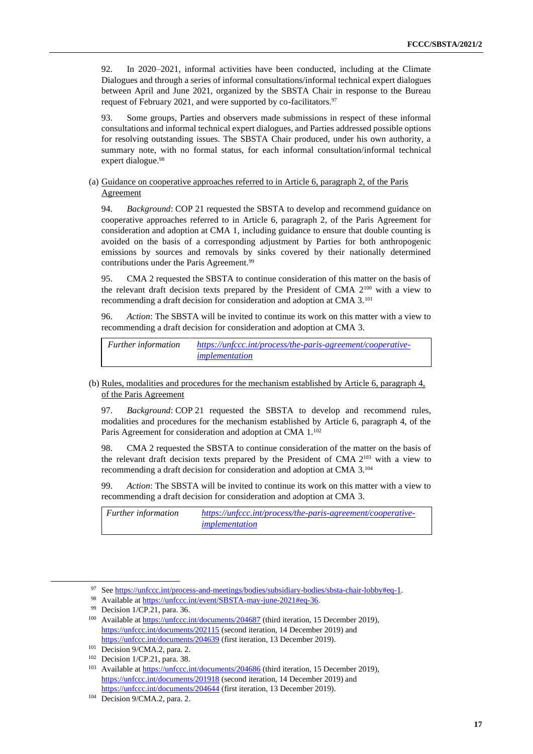92. In 2020–2021, informal activities have been conducted, including at the Climate Dialogues and through a series of informal consultations/informal technical expert dialogues between April and June 2021, organized by the SBSTA Chair in response to the Bureau request of February 2021, and were supported by co-facilitators.[97]

93. Some groups, Parties and observers made submissions in respect of these informal consultations and informal technical expert dialogues, and Parties addressed possible options for resolving outstanding issues. The SBSTA Chair produced, under his own authority, a summary note, with no formal status, for each informal consultation/informal technical expert dialogue.[98]

(a) <u>Guidance on cooperative approaches referred to in Article 6, paragraph 2, of the Paris Agreement</u>

94. *Background*: COP 21 requested the SBSTA to develop and recommend guidance on cooperative approaches referred to in Article 6, paragraph 2, of the Paris Agreement for consideration and adoption at CMA 1, including guidance to ensure that double counting is avoided on the basis of a corresponding adjustment by Parties for both anthropogenic emissions by sources and removals by sinks covered by their nationally determined contributions under the Paris Agreement.[99]

95. CMA 2 requested the SBSTA to continue consideration of this matter on the basis of the relevant draft decision texts prepared by the President of CMA 2[100] with a view to recommending a draft decision for consideration and adoption at CMA 3.[101]

96. *Action*: The SBSTA will be invited to continue its work on this matter with a view to recommending a draft decision for consideration and adoption at CMA 3.

| *Further information* | https://unfccc.int/process/the-paris-agreement/cooperative-implementation |
|---|---|

(b) <u>Rules, modalities and procedures for the mechanism established by Article 6, paragraph 4, of the Paris Agreement</u>

97. *Background*: COP 21 requested the SBSTA to develop and recommend rules, modalities and procedures for the mechanism established by Article 6, paragraph 4, of the Paris Agreement for consideration and adoption at CMA 1.[102]

98. CMA 2 requested the SBSTA to continue consideration of the matter on the basis of the relevant draft decision texts prepared by the President of CMA 2[103] with a view to recommending a draft decision for consideration and adoption at CMA 3.[104]

99. *Action*: The SBSTA will be invited to continue its work on this matter with a view to recommending a draft decision for consideration and adoption at CMA 3.

| *Further information* | https://unfccc.int/process/the-paris-agreement/cooperative-implementation |
|---|---|

---

[97] See https://unfccc.int/process-and-meetings/bodies/subsidiary-bodies/sbsta-chair-lobby#eq-1.

[98] Available at https://unfccc.int/event/SBSTA-may-june-2021#eq-36.

[99] Decision 1/CP.21, para. 36.

[100] Available at https://unfccc.int/documents/204687 (third iteration, 15 December 2019), https://unfccc.int/documents/202115 (second iteration, 14 December 2019) and https://unfccc.int/documents/204639 (first iteration, 13 December 2019).

[101] Decision 9/CMA.2, para. 2.

[102] Decision 1/CP.21, para. 38.

[103] Available at https://unfccc.int/documents/204686 (third iteration, 15 December 2019), https://unfccc.int/documents/201918 (second iteration, 14 December 2019) and https://unfccc.int/documents/204644 (first iteration, 13 December 2019).

[104] Decision 9/CMA.2, para. 2.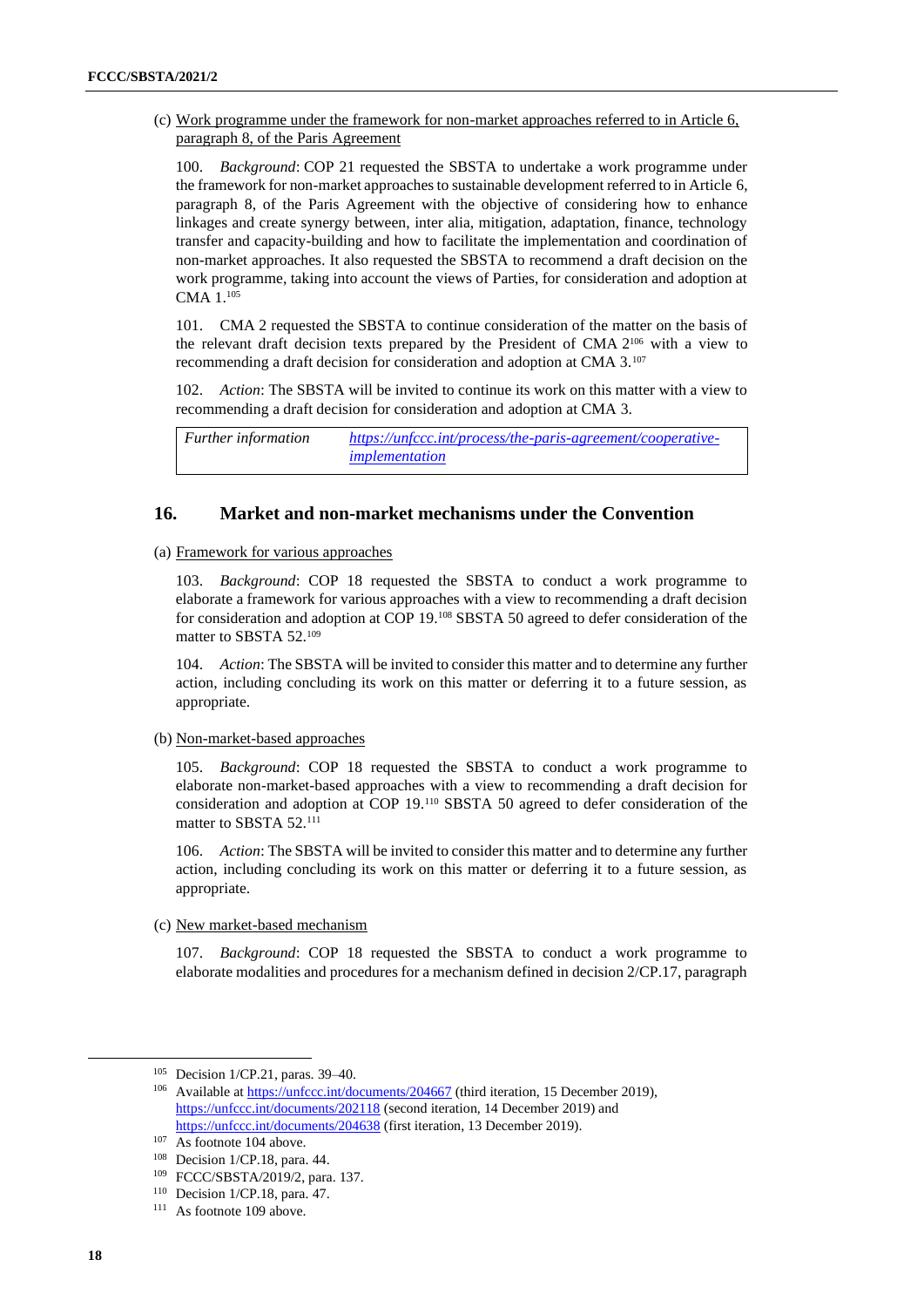(c) Work programme under the framework for non-market approaches referred to in Article 6, paragraph 8, of the Paris Agreement

100. *Background*: COP 21 requested the SBSTA to undertake a work programme under the framework for non-market approaches to sustainable development referred to in Article 6, paragraph 8, of the Paris Agreement with the objective of considering how to enhance linkages and create synergy between, inter alia, mitigation, adaptation, finance, technology transfer and capacity-building and how to facilitate the implementation and coordination of non-market approaches. It also requested the SBSTA to recommend a draft decision on the work programme, taking into account the views of Parties, for consideration and adoption at CMA 1.[105]

101. CMA 2 requested the SBSTA to continue consideration of the matter on the basis of the relevant draft decision texts prepared by the President of CMA 2[106] with a view to recommending a draft decision for consideration and adoption at CMA 3.[107]

102. *Action*: The SBSTA will be invited to continue its work on this matter with a view to recommending a draft decision for consideration and adoption at CMA 3.

| *Further information* | https://unfccc.int/process/the-paris-agreement/cooperative-implementation |
|---|---|

## 16. Market and non-market mechanisms under the Convention

(a) Framework for various approaches

103. *Background*: COP 18 requested the SBSTA to conduct a work programme to elaborate a framework for various approaches with a view to recommending a draft decision for consideration and adoption at COP 19.[108] SBSTA 50 agreed to defer consideration of the matter to SBSTA 52.[109]

104. *Action*: The SBSTA will be invited to consider this matter and to determine any further action, including concluding its work on this matter or deferring it to a future session, as appropriate.

(b) Non-market-based approaches

105. *Background*: COP 18 requested the SBSTA to conduct a work programme to elaborate non-market-based approaches with a view to recommending a draft decision for consideration and adoption at COP 19.[110] SBSTA 50 agreed to defer consideration of the matter to SBSTA 52.[111]

106. *Action*: The SBSTA will be invited to consider this matter and to determine any further action, including concluding its work on this matter or deferring it to a future session, as appropriate.

(c) New market-based mechanism

107. *Background*: COP 18 requested the SBSTA to conduct a work programme to elaborate modalities and procedures for a mechanism defined in decision 2/CP.17, paragraph

---

[105] Decision 1/CP.21, paras. 39–40.

[106] Available at https://unfccc.int/documents/204667 (third iteration, 15 December 2019), https://unfccc.int/documents/202118 (second iteration, 14 December 2019) and https://unfccc.int/documents/204638 (first iteration, 13 December 2019).

[107] As footnote 104 above.

[108] Decision 1/CP.18, para. 44.

[109] FCCC/SBSTA/2019/2, para. 137.

[110] Decision 1/CP.18, para. 47.

[111] As footnote 109 above.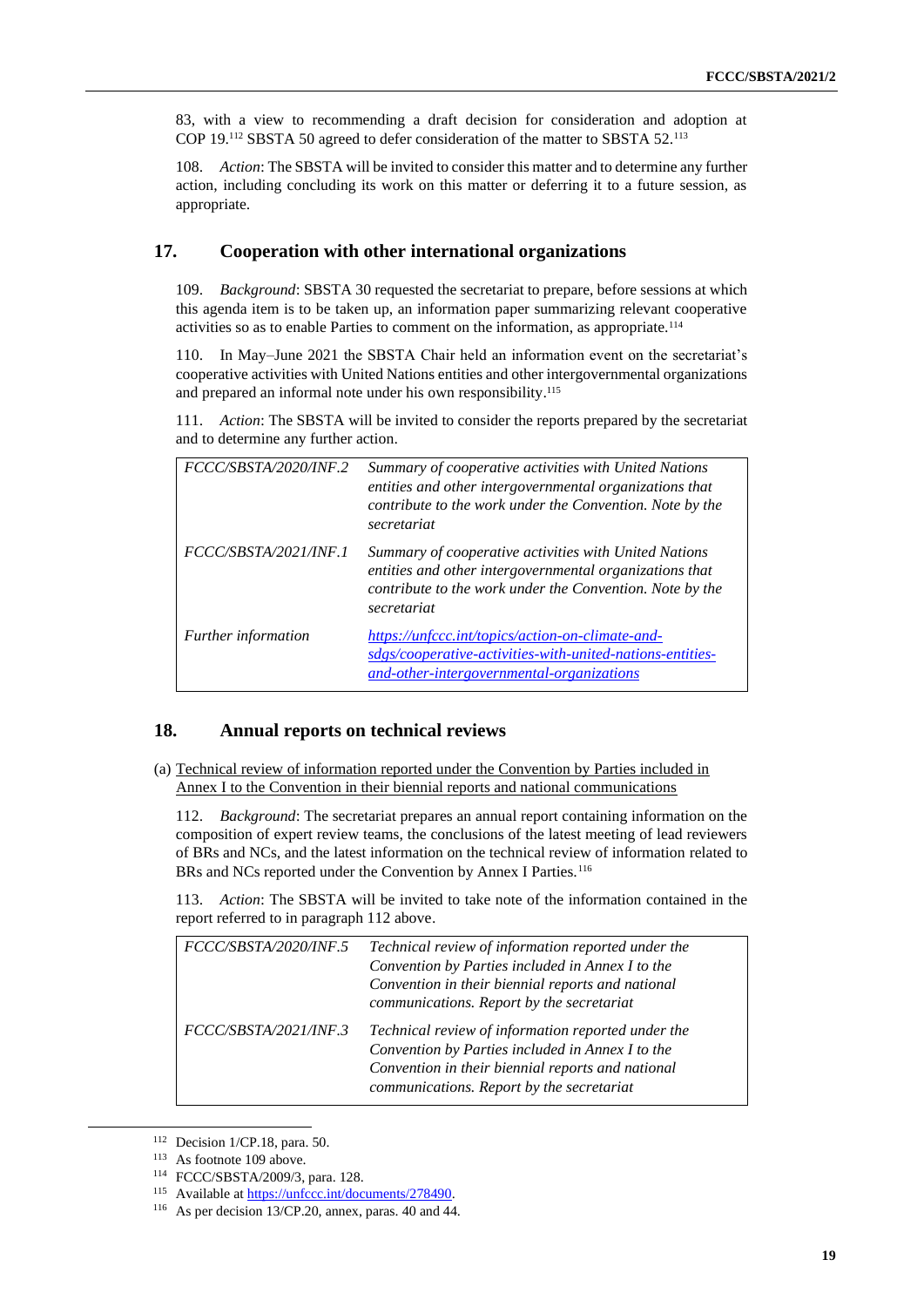83, with a view to recommending a draft decision for consideration and adoption at COP 19.[112] SBSTA 50 agreed to defer consideration of the matter to SBSTA 52.[113]

108. *Action*: The SBSTA will be invited to consider this matter and to determine any further action, including concluding its work on this matter or deferring it to a future session, as appropriate.

## 17. Cooperation with other international organizations

109. *Background*: SBSTA 30 requested the secretariat to prepare, before sessions at which this agenda item is to be taken up, an information paper summarizing relevant cooperative activities so as to enable Parties to comment on the information, as appropriate.[114]

110. In May–June 2021 the SBSTA Chair held an information event on the secretariat's cooperative activities with United Nations entities and other intergovernmental organizations and prepared an informal note under his own responsibility.[115]

111. *Action*: The SBSTA will be invited to consider the reports prepared by the secretariat and to determine any further action.

| | |
|---|---|
| *FCCC/SBSTA/2020/INF.2* | *Summary of cooperative activities with United Nations entities and other intergovernmental organizations that contribute to the work under the Convention. Note by the secretariat* |
| *FCCC/SBSTA/2021/INF.1* | *Summary of cooperative activities with United Nations entities and other intergovernmental organizations that contribute to the work under the Convention. Note by the secretariat* |
| *Further information* | *https://unfccc.int/topics/action-on-climate-and-sdgs/cooperative-activities-with-united-nations-entities-and-other-intergovernmental-organizations* |

## 18. Annual reports on technical reviews

(a) Technical review of information reported under the Convention by Parties included in Annex I to the Convention in their biennial reports and national communications

112. *Background*: The secretariat prepares an annual report containing information on the composition of expert review teams, the conclusions of the latest meeting of lead reviewers of BRs and NCs, and the latest information on the technical review of information related to BRs and NCs reported under the Convention by Annex I Parties.[116]

113. *Action*: The SBSTA will be invited to take note of the information contained in the report referred to in paragraph 112 above.

| | |
|---|---|
| *FCCC/SBSTA/2020/INF.5* | *Technical review of information reported under the Convention by Parties included in Annex I to the Convention in their biennial reports and national communications. Report by the secretariat* |
| *FCCC/SBSTA/2021/INF.3* | *Technical review of information reported under the Convention by Parties included in Annex I to the Convention in their biennial reports and national communications. Report by the secretariat* |

---

[112] Decision 1/CP.18, para. 50.

[113] As footnote 109 above.

[114] FCCC/SBSTA/2009/3, para. 128.

[115] Available at https://unfccc.int/documents/278490.

[116] As per decision 13/CP.20, annex, paras. 40 and 44.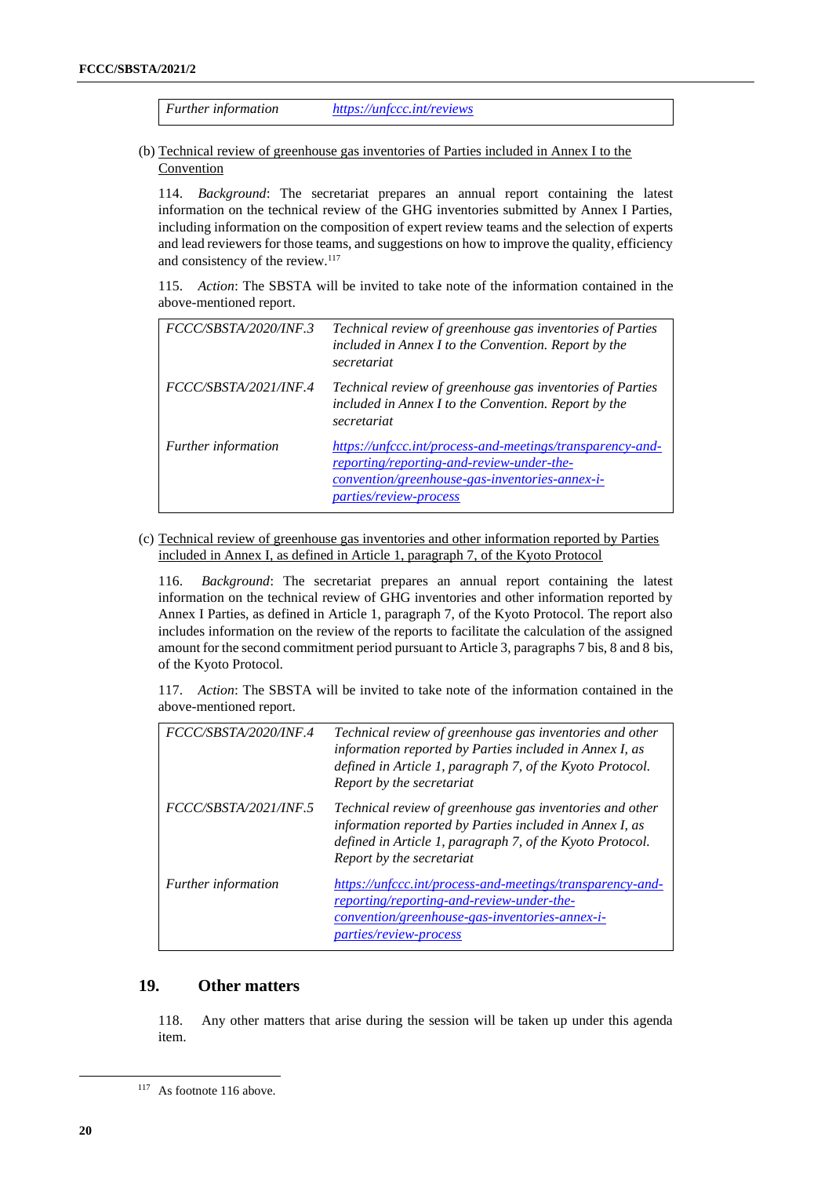| Further information | https://unfccc.int/reviews |
|---|---|

(b) Technical review of greenhouse gas inventories of Parties included in Annex I to the Convention

114. *Background*: The secretariat prepares an annual report containing the latest information on the technical review of the GHG inventories submitted by Annex I Parties, including information on the composition of expert review teams and the selection of experts and lead reviewers for those teams, and suggestions on how to improve the quality, efficiency and consistency of the review.[117]

115. *Action*: The SBSTA will be invited to take note of the information contained in the above-mentioned report.

| | |
|---|---|
| *FCCC/SBSTA/2020/INF.3* | *Technical review of greenhouse gas inventories of Parties included in Annex I to the Convention. Report by the secretariat* |
| *FCCC/SBSTA/2021/INF.4* | *Technical review of greenhouse gas inventories of Parties included in Annex I to the Convention. Report by the secretariat* |
| *Further information* | https://unfccc.int/process-and-meetings/transparency-and-reporting/reporting-and-review-under-the-convention/greenhouse-gas-inventories-annex-i-parties/review-process |

(c) Technical review of greenhouse gas inventories and other information reported by Parties included in Annex I, as defined in Article 1, paragraph 7, of the Kyoto Protocol

116. *Background*: The secretariat prepares an annual report containing the latest information on the technical review of GHG inventories and other information reported by Annex I Parties, as defined in Article 1, paragraph 7, of the Kyoto Protocol. The report also includes information on the review of the reports to facilitate the calculation of the assigned amount for the second commitment period pursuant to Article 3, paragraphs 7 bis, 8 and 8 bis, of the Kyoto Protocol.

117. *Action*: The SBSTA will be invited to take note of the information contained in the above-mentioned report.

| | |
|---|---|
| *FCCC/SBSTA/2020/INF.4* | *Technical review of greenhouse gas inventories and other information reported by Parties included in Annex I, as defined in Article 1, paragraph 7, of the Kyoto Protocol. Report by the secretariat* |
| *FCCC/SBSTA/2021/INF.5* | *Technical review of greenhouse gas inventories and other information reported by Parties included in Annex I, as defined in Article 1, paragraph 7, of the Kyoto Protocol. Report by the secretariat* |
| *Further information* | https://unfccc.int/process-and-meetings/transparency-and-reporting/reporting-and-review-under-the-convention/greenhouse-gas-inventories-annex-i-parties/review-process |

## 19. Other matters

118. Any other matters that arise during the session will be taken up under this agenda item.

[117] As footnote 116 above.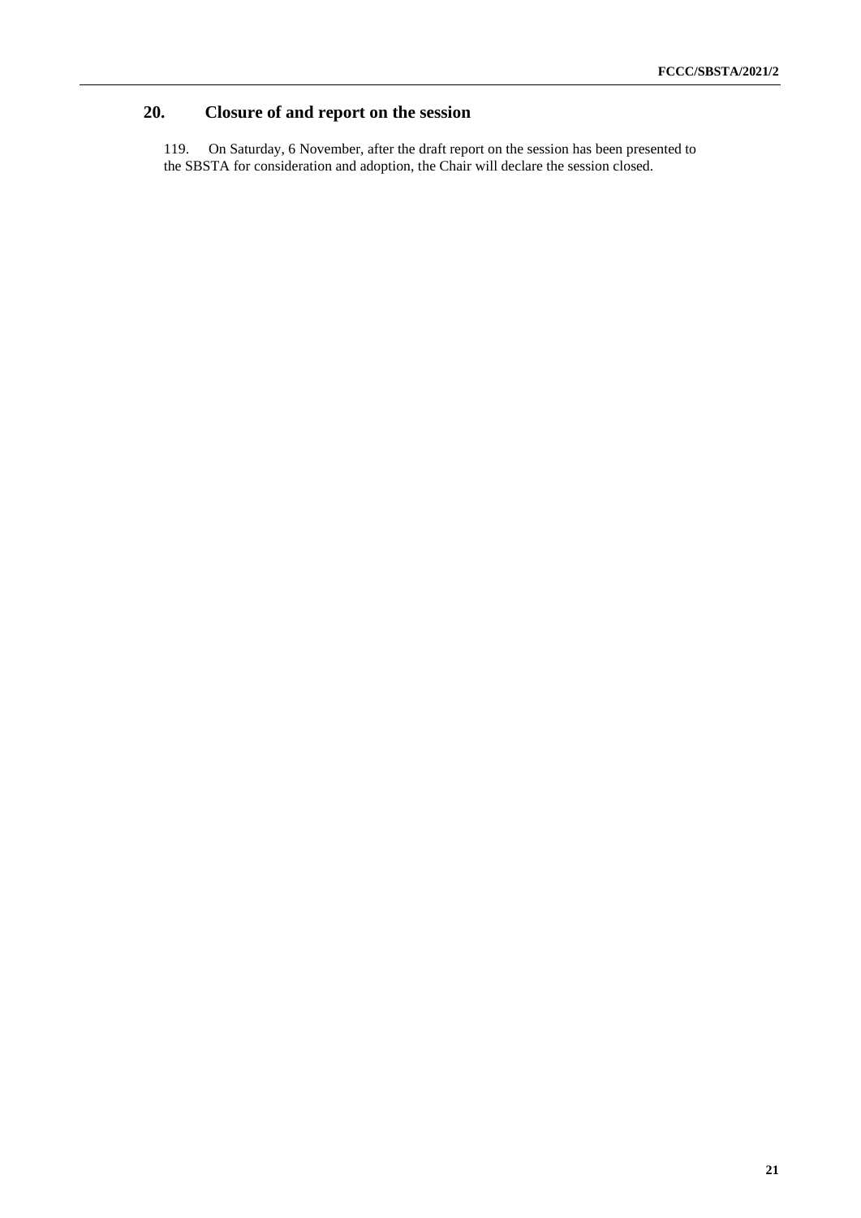## 20. Closure of and report on the session

119. On Saturday, 6 November, after the draft report on the session has been presented to the SBSTA for consideration and adoption, the Chair will declare the session closed.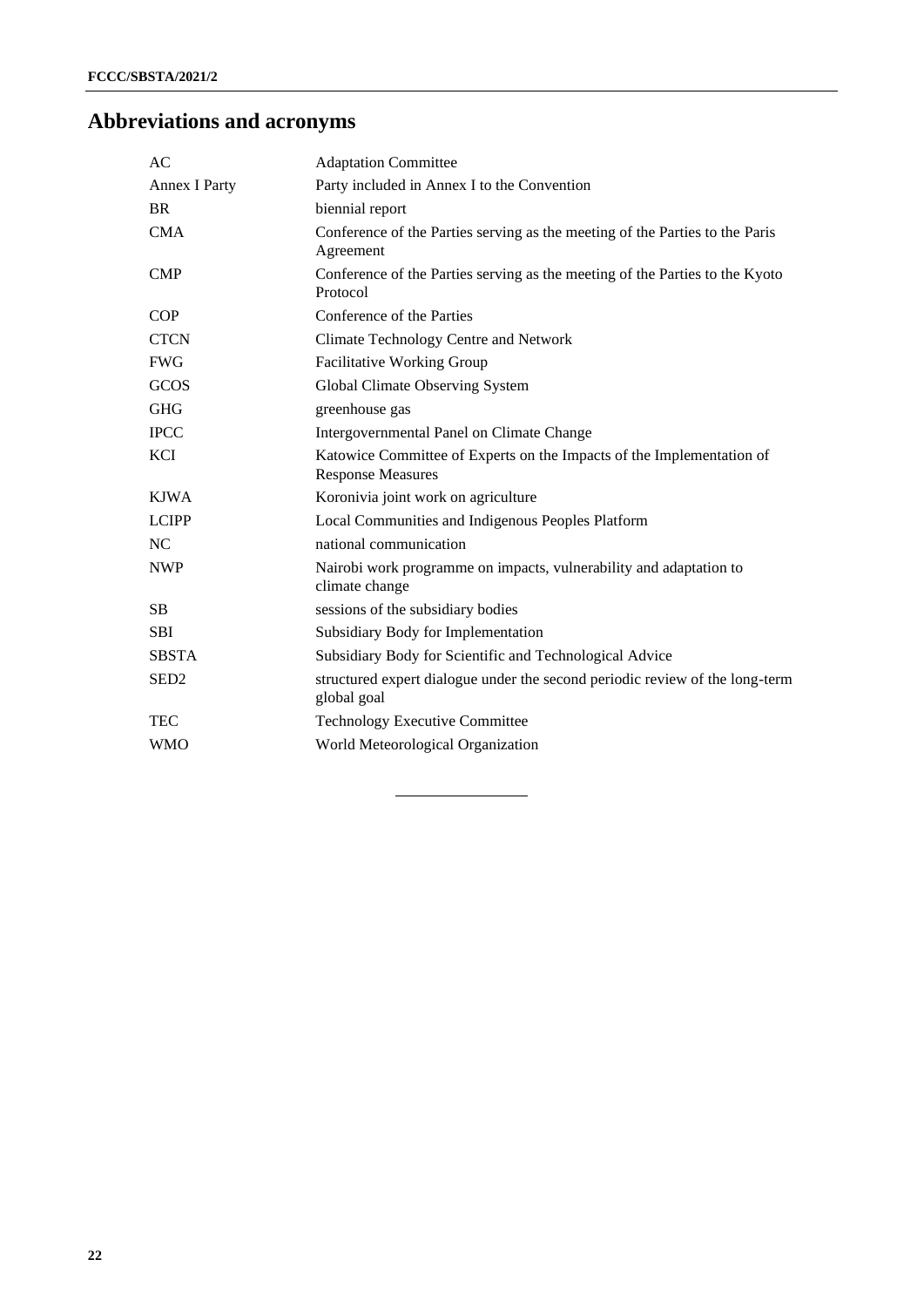# Abbreviations and acronyms

| | |
|---|---|
| AC | Adaptation Committee |
| Annex I Party | Party included in Annex I to the Convention |
| BR | biennial report |
| CMA | Conference of the Parties serving as the meeting of the Parties to the Paris Agreement |
| CMP | Conference of the Parties serving as the meeting of the Parties to the Kyoto Protocol |
| COP | Conference of the Parties |
| CTCN | Climate Technology Centre and Network |
| FWG | Facilitative Working Group |
| GCOS | Global Climate Observing System |
| GHG | greenhouse gas |
| IPCC | Intergovernmental Panel on Climate Change |
| KCI | Katowice Committee of Experts on the Impacts of the Implementation of Response Measures |
| KJWA | Koronivia joint work on agriculture |
| LCIPP | Local Communities and Indigenous Peoples Platform |
| NC | national communication |
| NWP | Nairobi work programme on impacts, vulnerability and adaptation to climate change |
| SB | sessions of the subsidiary bodies |
| SBI | Subsidiary Body for Implementation |
| SBSTA | Subsidiary Body for Scientific and Technological Advice |
| SED2 | structured expert dialogue under the second periodic review of the long-term global goal |
| TEC | Technology Executive Committee |
| WMO | World Meteorological Organization |